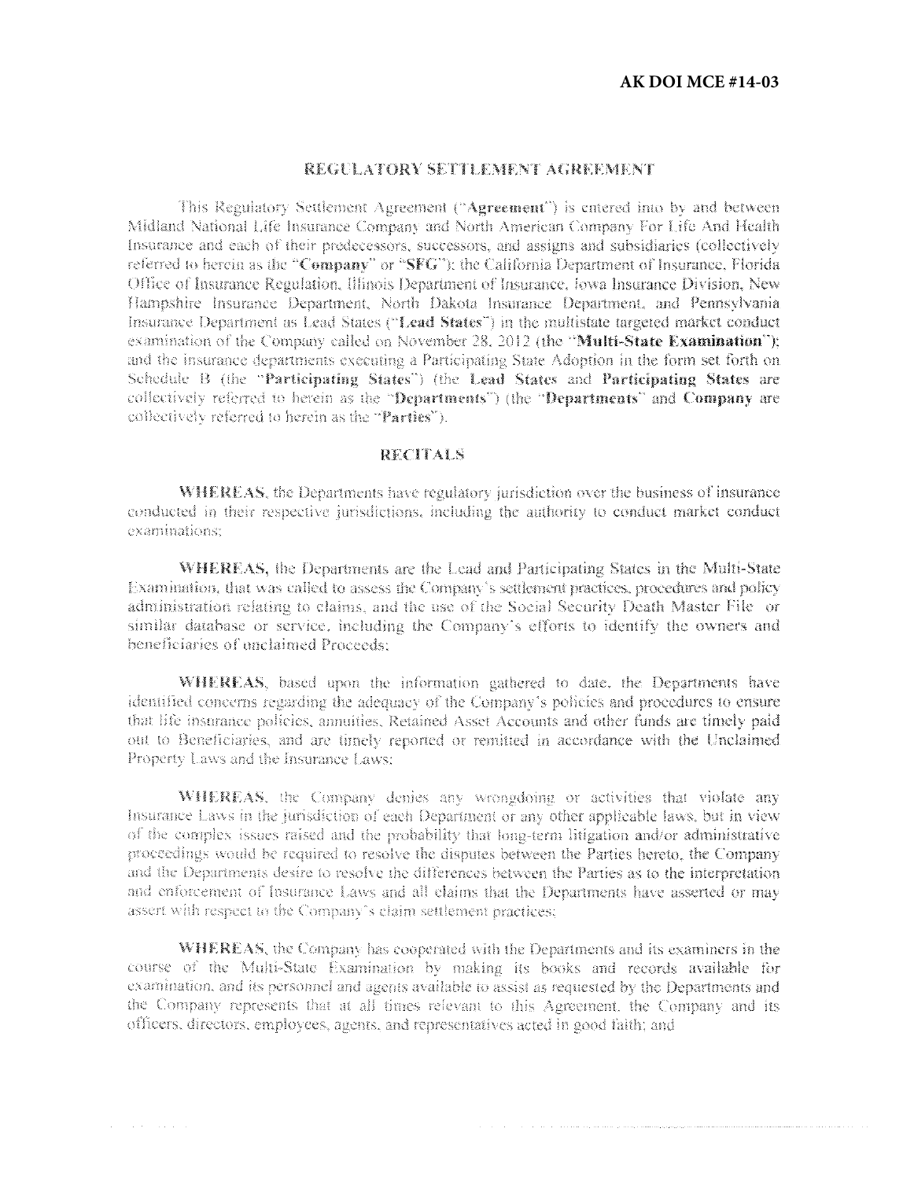**AK DOI MCE #14-03**

# REGULATORY SETTLEMENT AGREEMENT

This Regulatory Settlement Agreement ("**Agreement**") is entered into by and between Midland National Life Insurance Company and North American Company For Life And Health Insurance and each of their predecessors, successors, and assigns and subsidiaries (collectively referred to herein as the "**Company**" or "**SFG**"); the California Department of Insurance, Florida Office of Insurance Regulation, Illinois Department of Insurance, Iowa Insurance Division, New Hampshire Insurance Department, North Dakota Insurance Department, and Pennsylvania Insurance Department as Lead States ("**Lead States**") in the multistate targeted market conduct examination of the Company called on November 28, 2012 (the "**Multi-State Examination**"); and the insurance departments executing a Participating State Adoption in the form set forth on Schedule B (the "**Participating States**") (the **Lead States** and **Participating States** are collectively referred to herein as the "**Departments**") (the "**Departments**" and **Company** are collectively referred to herein as the "**Parties**").

## RECITALS

**WHEREAS**, the Departments have regulatory jurisdiction over the business of insurance conducted in their respective jurisdictions, including the authority to conduct market conduct examinations;

**WHEREAS**, the Departments are the Lead and Participating States in the Multi-State Examination, that was called to assess the Company's settlement practices, procedures and policy administration relating to claims, and the use of the Social Security Death Master File or similar database or service, including the Company's efforts to identify the owners and beneficiaries of unclaimed Proceeds;

**WHEREAS**, based upon the information gathered to date, the Departments have identified concerns regarding the adequacy of the Company's policies and procedures to ensure that life insurance policies, annuities, Retained Asset Accounts and other funds are timely paid out to Beneficiaries, and are timely reported or remitted in accordance with the Unclaimed Property Laws and the Insurance Laws;

**WHEREAS**, the Company denies any wrongdoing or activities that violate any Insurance Laws in the jurisdiction of each Department or any other applicable laws, but in view of the complex issues raised and the probability that long-term litigation and/or administrative proceedings would be required to resolve the disputes between the Parties hereto, the Company and the Departments desire to resolve the differences between the Parties as to the interpretation and enforcement of Insurance Laws and all claims that the Departments have asserted or may assert with respect to the Company's claim settlement practices;

**WHEREAS**, the Company has cooperated with the Departments and its examiners in the course of the Multi-State Examination by making its books and records available for examination, and its personnel and agents available to assist as requested by the Departments and the Company represents that at all times relevant to this Agreement, the Company and its officers, directors, employees, agents, and representatives acted in good faith; and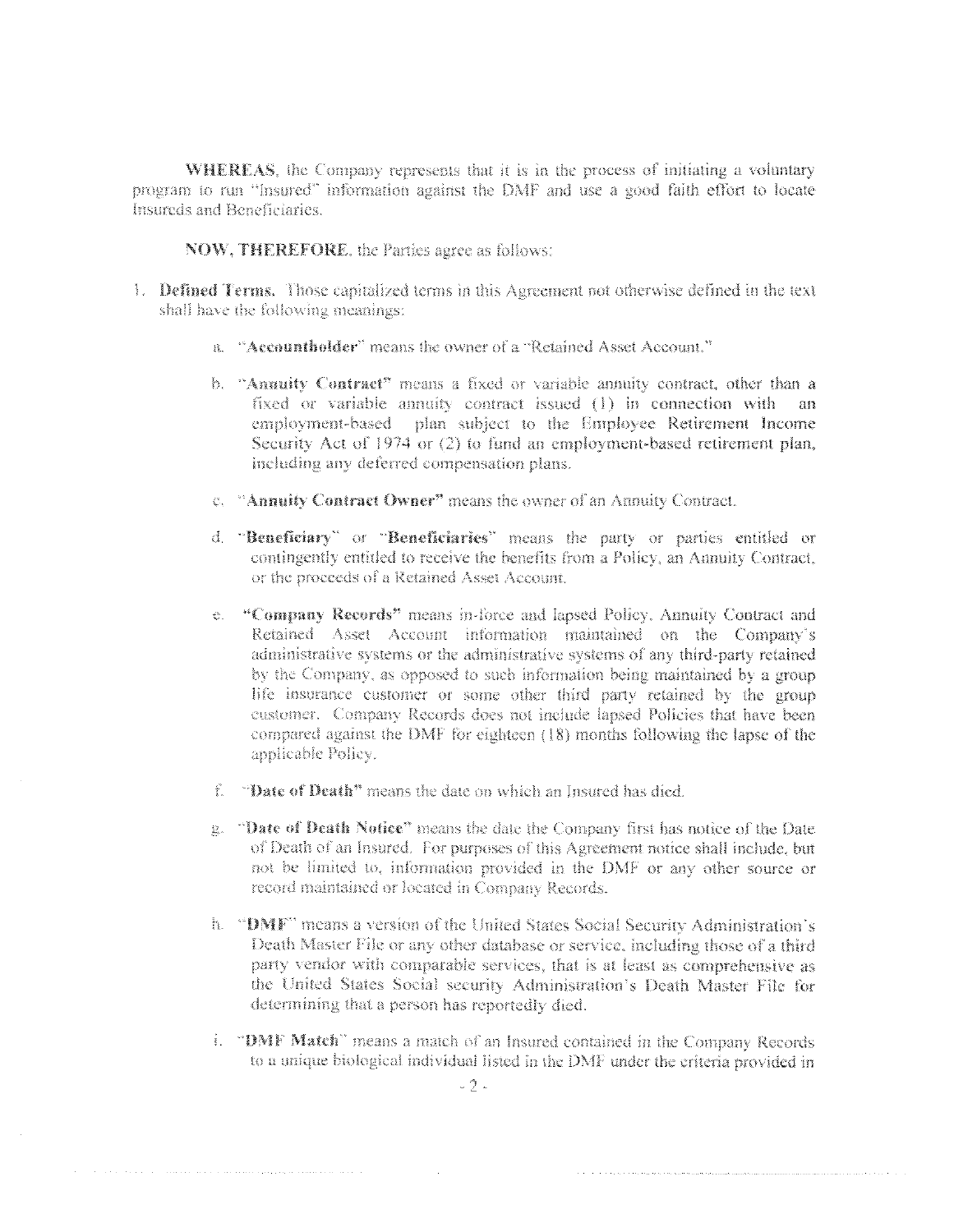**WHEREAS**, the Company represents that it is in the process of initiating a voluntary program to run "Insured" information against the DMF and use a good faith effort to locate Insureds and Beneficiaries.

**NOW, THEREFORE**, the Parties agree as follows:

1. **Defined Terms.** Those capitalized terms in this Agreement not otherwise defined in the text shall have the following meanings:

   a. "**Accountholder**" means the owner of a "Retained Asset Account."

   b. "**Annuity Contract**" means a fixed or variable annuity contract, other than a fixed or variable annuity contract issued (1) in connection with an employment-based plan subject to the Employee Retirement Income Security Act of 1974 or (2) to fund an employment-based retirement plan, including any deferred compensation plans.

   c. "**Annuity Contract Owner**" means the owner of an Annuity Contract.

   d. "**Beneficiary**" or "**Beneficiaries**" means the party or parties entitled or contingently entitled to receive the benefits from a Policy, an Annuity Contract, or the proceeds of a Retained Asset Account.

   e. "**Company Records**" means in-force and lapsed Policy, Annuity Contract and Retained Asset Account information maintained on the Company's administrative systems or the administrative systems of any third-party retained by the Company, as opposed to such information being maintained by a group life insurance customer or some other third party retained by the group customer. Company Records does not include lapsed Policies that have been compared against the DMF for eighteen (18) months following the lapse of the applicable Policy.

   f. "**Date of Death**" means the date on which an Insured has died.

   g. "**Date of Death Notice**" means the date the Company first has notice of the Date of Death of an Insured. For purposes of this Agreement notice shall include, but not be limited to, information provided in the DMF or any other source or record maintained or located in Company Records.

   h. "**DMF**" means a version of the United States Social Security Administration's Death Master File or any other database or service, including those of a third party vendor with comparable services, that is at least as comprehensive as the United States Social security Administration's Death Master File for determining that a person has reportedly died.

   i. "**DMF Match**" means a match of an Insured contained in the Company Records to a unique biological individual listed in the DMF under the criteria provided in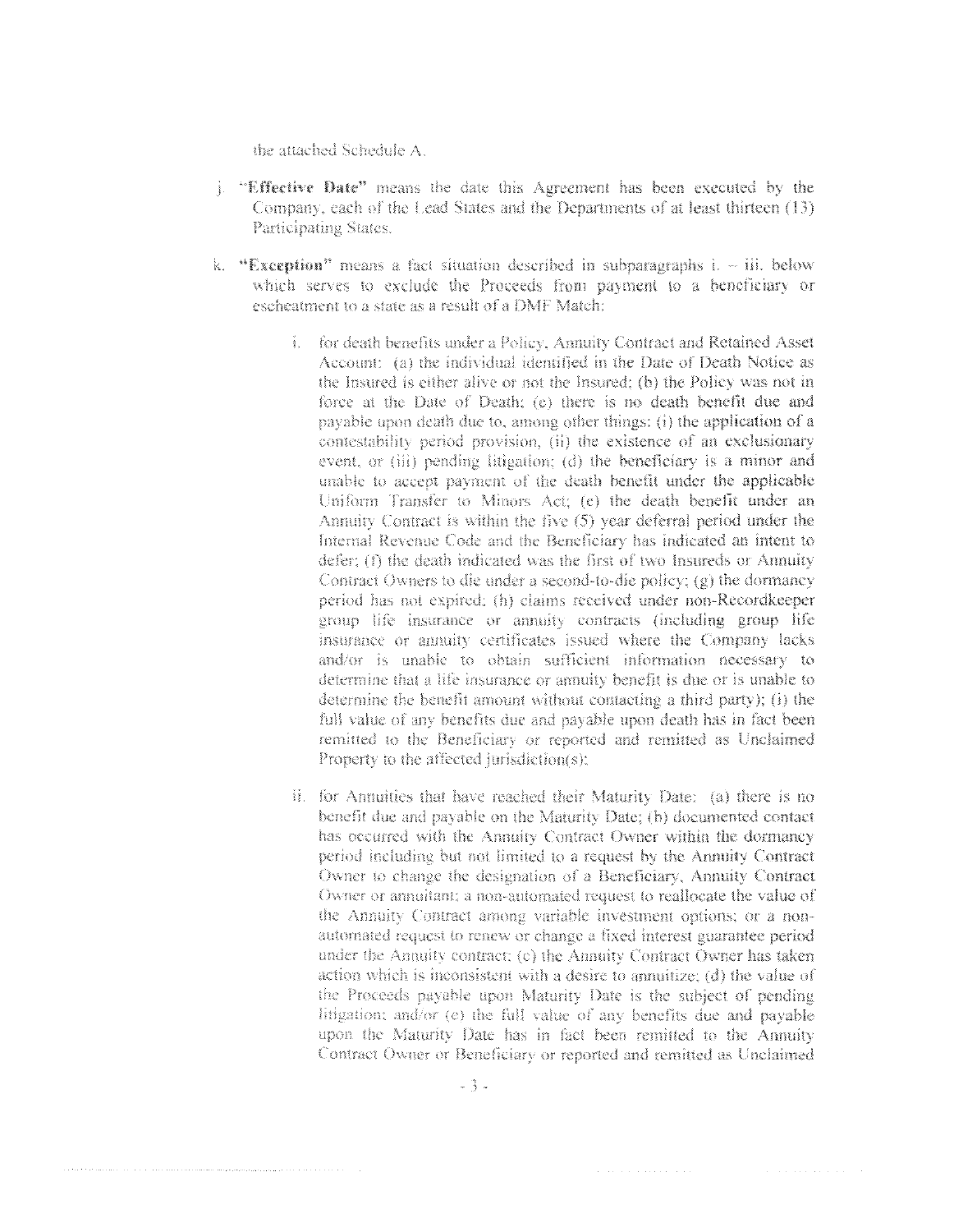the attached Schedule A.

j. "**Effective Date**" means the date this Agreement has been executed by the Company, each of the Lead States and the Departments of at least thirteen (13) Participating States.

k. "**Exception**" means a fact situation described in subparagraphs i. – iii. below which serves to exclude the Proceeds from payment to a beneficiary or escheatment to a state as a result of a DMF Match:

   i. for death benefits under a Policy, Annuity Contract and Retained Asset Account: (a) the individual identified in the Date of Death Notice as the Insured is either alive or not the Insured; (b) the Policy was not in force at the Date of Death; (c) there is no death benefit due and payable upon death due to, among other things: (i) the application of a contestability period provision, (ii) the existence of an exclusionary event, or (iii) pending litigation; (d) the beneficiary is a minor and unable to accept payment of the death benefit under the applicable Uniform Transfer to Minors Act; (e) the death benefit under an Annuity Contract is within the five (5) year deferral period under the Internal Revenue Code and the Beneficiary has indicated an intent to defer; (f) the death indicated was the first of two Insureds or Annuity Contract Owners to die under a second-to-die policy; (g) the dormancy period has not expired; (h) claims received under non-Recordkeeper group life insurance or annuity contracts (including group life insurance or annuity certificates issued where the Company lacks and/or is unable to obtain sufficient information necessary to determine that a life insurance or annuity benefit is due or is unable to determine the benefit amount without contacting a third party); (i) the full value of any benefits due and payable upon death has in fact been remitted to the Beneficiary or reported and remitted as Unclaimed Property to the affected jurisdiction(s);

   ii. for Annuities that have reached their Maturity Date: (a) there is no benefit due and payable on the Maturity Date; (b) documented contact has occurred with the Annuity Contract Owner within the dormancy period including but not limited to a request by the Annuity Contract Owner to change the designation of a Beneficiary, Annuity Contract Owner or annuitant; a non-automated request to reallocate the value of the Annuity Contract among variable investment options; or a non-automated request to renew or change a fixed interest guarantee period under the Annuity contract; (c) the Annuity Contract Owner has taken action which is inconsistent with a desire to annuitize; (d) the value of the Proceeds payable upon Maturity Date is the subject of pending litigation; and/or (e) the full value of any benefits due and payable upon the Maturity Date has in fact been remitted to the Annuity Contract Owner or Beneficiary or reported and remitted as Unclaimed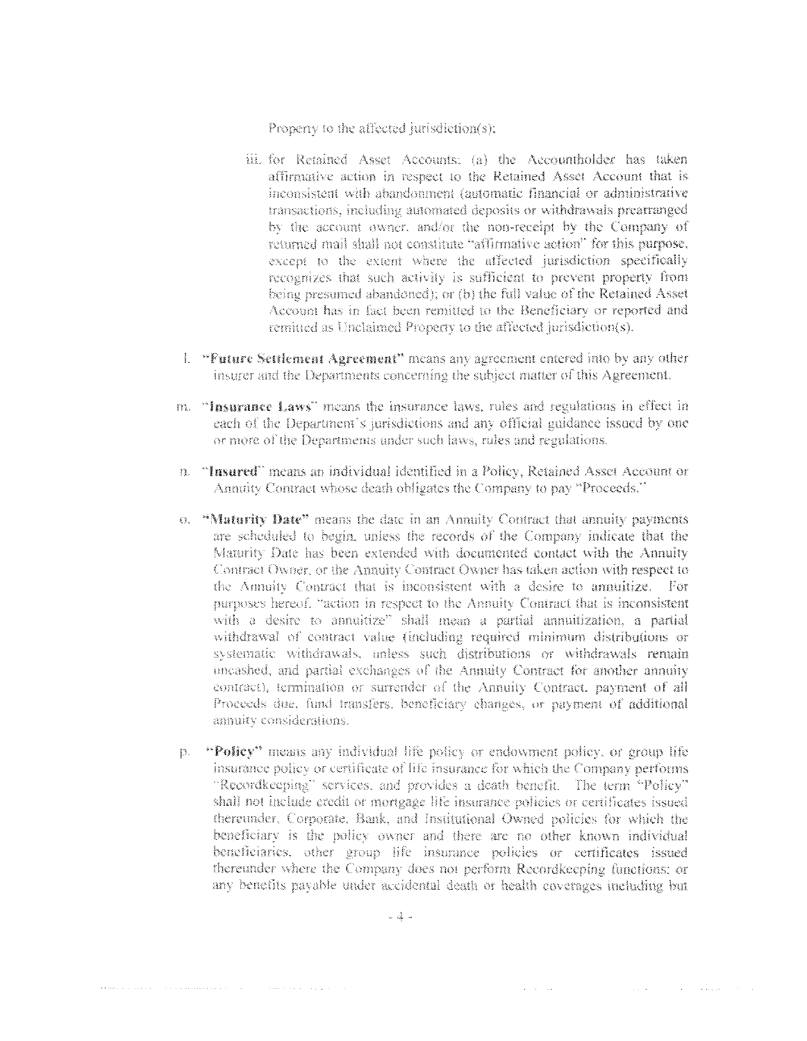Property to the affected jurisdiction(s);

iii. for Retained Asset Accounts: (a) the Accountholder has taken affirmative action in respect to the Retained Asset Account that is inconsistent with abandonment (automatic financial or administrative transactions, including automated deposits or withdrawals prearranged by the account owner, and/or the non-receipt by the Company of returned mail shall not constitute "affirmative action" for this purpose, except to the extent where the affected jurisdiction specifically recognizes that such activity is sufficient to prevent property from being presumed abandoned); or (b) the full value of the Retained Asset Account has in fact been remitted to the Beneficiary or reported and remitted as Unclaimed Property to the affected jurisdiction(s).

l. **"Future Settlement Agreement"** means any agreement entered into by any other insurer and the Departments concerning the subject matter of this Agreement.

m. **"Insurance Laws"** means the insurance laws, rules and regulations in effect in each of the Department's jurisdictions and any official guidance issued by one or more of the Departments under such laws, rules and regulations.

n. **"Insured"** means an individual identified in a Policy, Retained Asset Account or Annuity Contract whose death obligates the Company to pay "Proceeds."

o. **"Maturity Date"** means the date in an Annuity Contract that annuity payments are scheduled to begin, unless the records of the Company indicate that the Maturity Date has been extended with documented contact with the Annuity Contract Owner, or the Annuity Contract Owner has taken action with respect to the Annuity Contract that is inconsistent with a desire to annuitize. For purposes hereof, "action in respect to the Annuity Contract that is inconsistent with a desire to annuitize" shall mean a partial annuitization, a partial withdrawal of contract value (including required minimum distributions or systematic withdrawals, unless such distributions or withdrawals remain uncashed, and partial exchanges of the Annuity Contract for another annuity contract), termination or surrender of the Annuity Contract, payment of all Proceeds due, fund transfers, beneficiary changes, or payment of additional annuity considerations.

p. **"Policy"** means any individual life policy or endowment policy, or group life insurance policy or certificate of life insurance for which the Company performs "Recordkeeping" services, and provides a death benefit. The term "Policy" shall not include credit or mortgage life insurance policies or certificates issued thereunder, Corporate, Bank, and Institutional Owned policies for which the beneficiary is the policy owner and there are no other known individual beneficiaries, other group life insurance policies or certificates issued thereunder where the Company does not perform Recordkeeping functions; or any benefits payable under accidental death or health coverages including but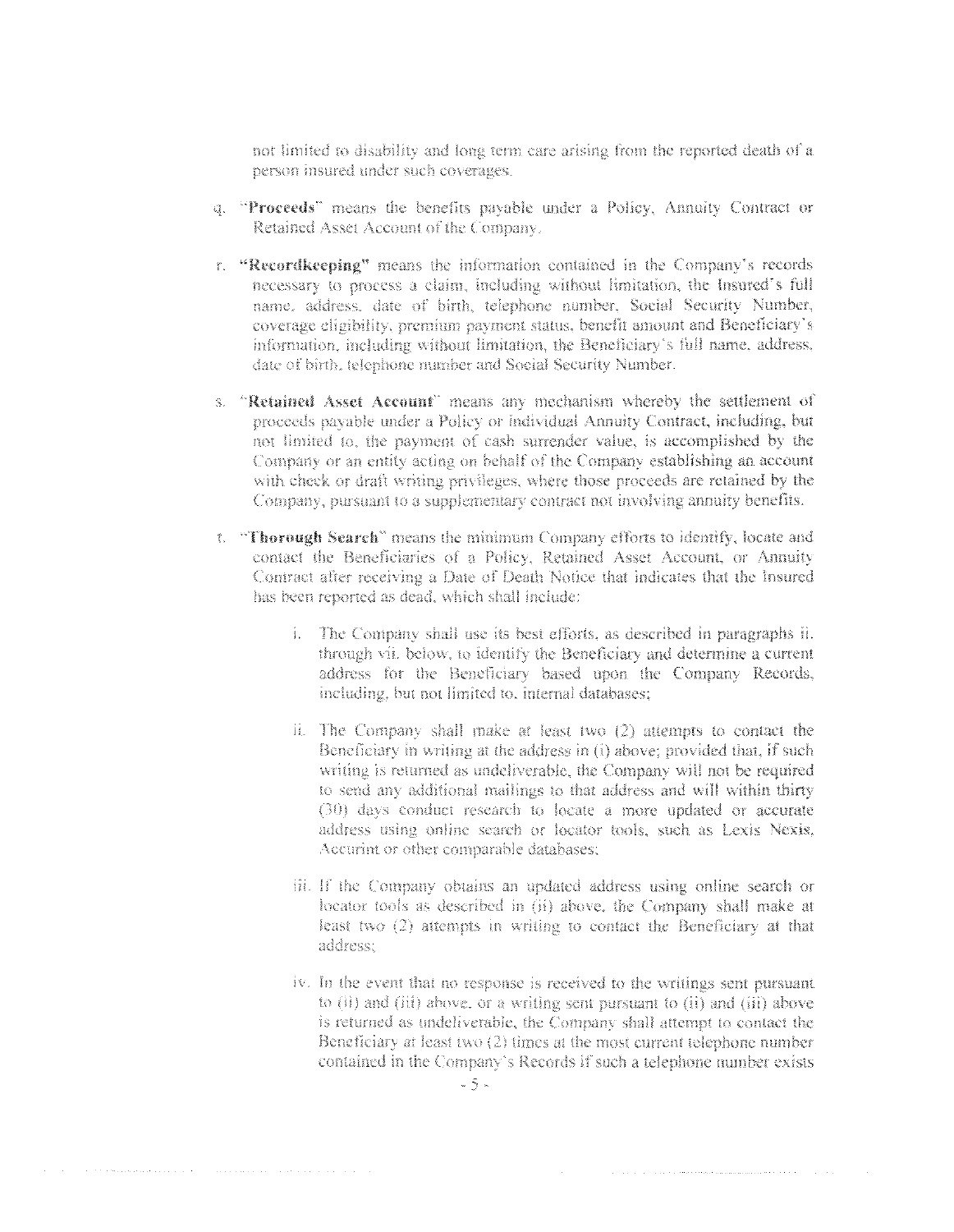not limited to disability and long term care arising from the reported death of a person insured under such coverages.

q. "**Proceeds**" means the benefits payable under a Policy, Annuity Contract or Retained Asset Account of the Company.

r. "**Recordkeeping**" means the information contained in the Company's records necessary to process a claim, including without limitation, the Insured's full name, address, date of birth, telephone number, Social Security Number, coverage eligibility, premium payment status, benefit amount and Beneficiary's information, including without limitation, the Beneficiary's full name, address, date of birth, telephone number and Social Security Number.

s. "**Retained Asset Account**" means any mechanism whereby the settlement of proceeds payable under a Policy or individual Annuity Contract, including, but not limited to, the payment of cash surrender value, is accomplished by the Company or an entity acting on behalf of the Company establishing an account with check or draft writing privileges, where those proceeds are retained by the Company, pursuant to a supplementary contract not involving annuity benefits.

t. "**Thorough Search**" means the minimum Company efforts to identify, locate and contact the Beneficiaries of a Policy, Retained Asset Account, or Annuity Contract after receiving a Date of Death Notice that indicates that the Insured has been reported as dead, which shall include:

   i. The Company shall use its best efforts, as described in paragraphs ii. through vii. below, to identify the Beneficiary and determine a current address for the Beneficiary based upon the Company Records, including, but not limited to, internal databases;

   ii. The Company shall make at least two (2) attempts to contact the Beneficiary in writing at the address in (i) above; provided that, if such writing is returned as undeliverable, the Company will not be required to send any additional mailings to that address and will within thirty (30) days conduct research to locate a more updated or accurate address using online search or locator tools, such as Lexis Nexis, Accurint or other comparable databases;

   iii. If the Company obtains an updated address using online search or locator tools as described in (ii) above, the Company shall make at least two (2) attempts in writing to contact the Beneficiary at that address;

   iv. In the event that no response is received to the writings sent pursuant to (ii) and (iii) above, or a writing sent pursuant to (ii) and (iii) above is returned as undeliverable, the Company shall attempt to contact the Beneficiary at least two (2) times at the most current telephone number contained in the Company's Records if such a telephone number exists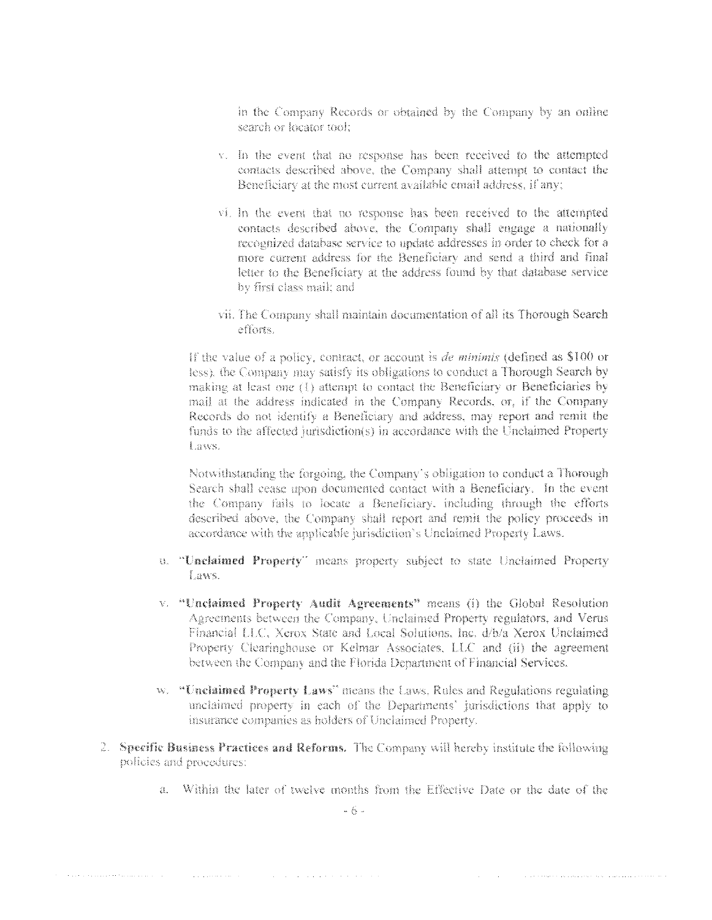in the Company Records or obtained by the Company by an online search or locator tool;

v. In the event that no response has been received to the attempted contacts described above, the Company shall attempt to contact the Beneficiary at the most current available email address, if any;

vi. In the event that no response has been received to the attempted contacts described above, the Company shall engage a nationally recognized database service to update addresses in order to check for a more current address for the Beneficiary and send a third and final letter to the Beneficiary at the address found by that database service by first class mail; and

vii. The Company shall maintain documentation of all its Thorough Search efforts.

If the value of a policy, contract, or account is *de minimis* (defined as $100 or less), the Company may satisfy its obligations to conduct a Thorough Search by making at least one (1) attempt to contact the Beneficiary or Beneficiaries by mail at the address indicated in the Company Records, or, if the Company Records do not identify a Beneficiary and address, may report and remit the funds to the affected jurisdiction(s) in accordance with the Unclaimed Property Laws.

Notwithstanding the forgoing, the Company's obligation to conduct a Thorough Search shall cease upon documented contact with a Beneficiary. In the event the Company fails to locate a Beneficiary, including through the efforts described above, the Company shall report and remit the policy proceeds in accordance with the applicable jurisdiction's Unclaimed Property Laws.

u. "**Unclaimed Property**" means property subject to state Unclaimed Property Laws.

v. "**Unclaimed Property Audit Agreements**" means (i) the Global Resolution Agreements between the Company, Unclaimed Property regulators, and Verus Financial LLC, Xerox State and Local Solutions, Inc. d/b/a Xerox Unclaimed Property Clearinghouse or Kelmar Associates, LLC and (ii) the agreement between the Company and the Florida Department of Financial Services.

w. "**Unclaimed Property Laws**" means the Laws, Rules and Regulations regulating unclaimed property in each of the Departments' jurisdictions that apply to insurance companies as holders of Unclaimed Property.

2. **Specific Business Practices and Reforms.** The Company will hereby institute the following policies and procedures:

   a. Within the later of twelve months from the Effective Date or the date of the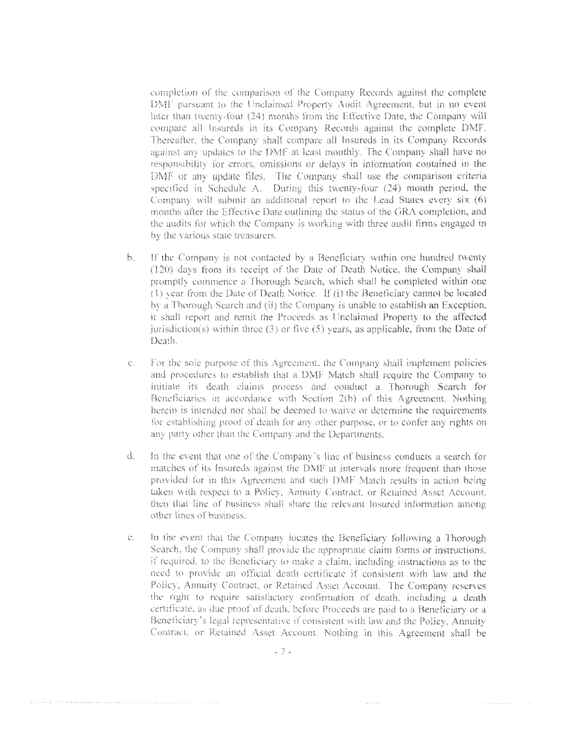completion of the comparison of the Company Records against the complete DMF pursuant to the Unclaimed Property Audit Agreement, but in no event later than twenty-four (24) months from the Effective Date, the Company will compare all Insureds in its Company Records against the complete DMF. Thereafter, the Company shall compare all Insureds in its Company Records against any updates to the DMF at least monthly. The Company shall have no responsibility for errors, omissions or delays in information contained in the DMF or any update files. The Company shall use the comparison criteria specified in Schedule A. During this twenty-four (24) month period, the Company will submit an additional report to the Lead States every six (6) months after the Effective Date outlining the status of the GRA completion, and the audits for which the Company is working with three audit firms engaged in by the various state treasurers.

b. If the Company is not contacted by a Beneficiary within one hundred twenty (120) days from its receipt of the Date of Death Notice, the Company shall promptly commence a Thorough Search, which shall be completed within one (1) year from the Date of Death Notice. If (i) the Beneficiary cannot be located by a Thorough Search and (ii) the Company is unable to establish an Exception, it shall report and remit the Proceeds as Unclaimed Property to the affected jurisdiction(s) within three (3) or five (5) years, as applicable, from the Date of Death.

c. For the sole purpose of this Agreement, the Company shall implement policies and procedures to establish that a DMF Match shall require the Company to initiate its death claims process and conduct a Thorough Search for Beneficiaries in accordance with Section 2(b) of this Agreement. Nothing herein is intended nor shall be deemed to waive or determine the requirements for establishing proof of death for any other purpose, or to confer any rights on any party other than the Company and the Departments.

d. In the event that one of the Company's line of business conducts a search for matches of its Insureds against the DMF at intervals more frequent than those provided for in this Agreement and such DMF Match results in action being taken with respect to a Policy, Annuity Contract, or Retained Asset Account, then that line of business shall share the relevant Insured information among other lines of business.

e. In the event that the Company locates the Beneficiary following a Thorough Search, the Company shall provide the appropriate claim forms or instructions, if required, to the Beneficiary to make a claim, including instructions as to the need to provide an official death certificate if consistent with law and the Policy, Annuity Contract, or Retained Asset Account. The Company reserves the right to require satisfactory confirmation of death, including a death certificate, as due proof of death, before Proceeds are paid to a Beneficiary or a Beneficiary's legal representative if consistent with law and the Policy, Annuity Contract, or Retained Asset Account. Nothing in this Agreement shall be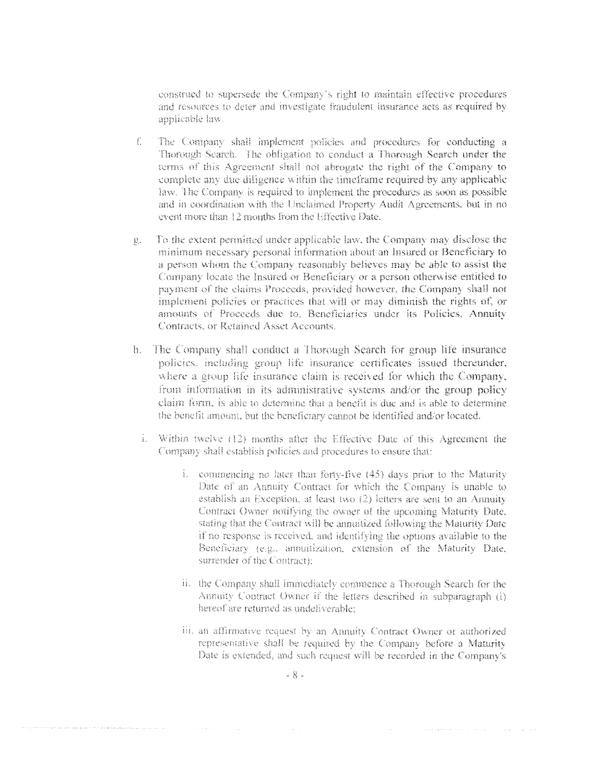construed to supersede the Company's right to maintain effective procedures and resources to deter and investigate fraudulent insurance acts as required by applicable law.

f. The Company shall implement policies and procedures for conducting a Thorough Search. The obligation to conduct a Thorough Search under the terms of this Agreement shall not abrogate the right of the Company to complete any due diligence within the timeframe required by any applicable law. The Company is required to implement the procedures as soon as possible and in coordination with the Unclaimed Property Audit Agreements, but in no event more than 12 months from the Effective Date.

g. To the extent permitted under applicable law, the Company may disclose the minimum necessary personal information about an Insured or Beneficiary to a person whom the Company reasonably believes may be able to assist the Company locate the Insured or Beneficiary or a person otherwise entitled to payment of the claims Proceeds, provided however, the Company shall not implement policies or practices that will or may diminish the rights of, or amounts of Proceeds due to, Beneficiaries under its Policies, Annuity Contracts, or Retained Asset Accounts.

h. The Company shall conduct a Thorough Search for group life insurance policies, including group life insurance certificates issued thereunder, where a group life insurance claim is received for which the Company, from information in its administrative systems and/or the group policy claim form, is able to determine that a benefit is due and is able to determine the benefit amount, but the beneficiary cannot be identified and/or located.

i. Within twelve (12) months after the Effective Date of this Agreement the Company shall establish policies and procedures to ensure that:

   i. commencing no later than forty-five (45) days prior to the Maturity Date of an Annuity Contract for which the Company is unable to establish an Exception, at least two (2) letters are sent to an Annuity Contract Owner notifying the owner of the upcoming Maturity Date, stating that the Contract will be annuitized following the Maturity Date if no response is received, and identifying the options available to the Beneficiary (e.g., annuitization, extension of the Maturity Date, surrender of the Contract);

   ii. the Company shall immediately commence a Thorough Search for the Annuity Contract Owner if the letters described in subparagraph (i) hereof are returned as undeliverable;

   iii. an affirmative request by an Annuity Contract Owner or authorized representative shall be required by the Company before a Maturity Date is extended, and such request will be recorded in the Company's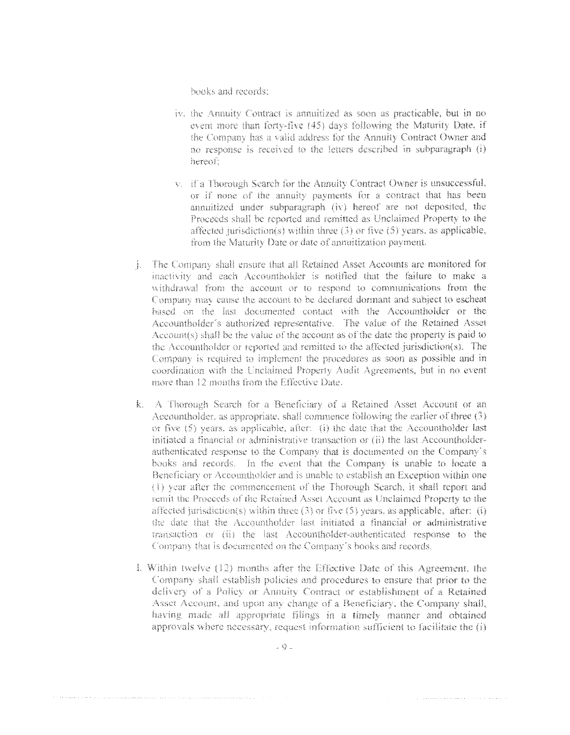books and records;

iv. the Annuity Contract is annuitized as soon as practicable, but in no event more than forty-five (45) days following the Maturity Date, if the Company has a valid address for the Annuity Contract Owner and no response is received to the letters described in subparagraph (i) hereof;

v. if a Thorough Search for the Annuity Contract Owner is unsuccessful, or if none of the annuity payments for a contract that has been annuitized under subparagraph (iv) hereof are not deposited, the Proceeds shall be reported and remitted as Unclaimed Property to the affected jurisdiction(s) within three (3) or five (5) years, as applicable, from the Maturity Date or date of annuitization payment.

j. The Company shall ensure that all Retained Asset Accounts are monitored for inactivity and each Accountholder is notified that the failure to make a withdrawal from the account or to respond to communications from the Company may cause the account to be declared dormant and subject to escheat based on the last documented contact with the Accountholder or the Accountholder's authorized representative. The value of the Retained Asset Account(s) shall be the value of the account as of the date the property is paid to the Accountholder or reported and remitted to the affected jurisdiction(s). The Company is required to implement the procedures as soon as possible and in coordination with the Unclaimed Property Audit Agreements, but in no event more than 12 months from the Effective Date.

k. A Thorough Search for a Beneficiary of a Retained Asset Account or an Accountholder, as appropriate, shall commence following the earlier of three (3) or five (5) years, as applicable, after: (i) the date that the Accountholder last initiated a financial or administrative transaction or (ii) the last Accountholder-authenticated response to the Company that is documented on the Company's books and records. In the event that the Company is unable to locate a Beneficiary or Accountholder and is unable to establish an Exception within one (1) year after the commencement of the Thorough Search, it shall report and remit the Proceeds of the Retained Asset Account as Unclaimed Property to the affected jurisdiction(s) within three (3) or five (5) years, as applicable, after: (i) the date that the Accountholder last initiated a financial or administrative transaction or (ii) the last Accountholder-authenticated response to the Company that is documented on the Company's books and records.

l. Within twelve (12) months after the Effective Date of this Agreement, the Company shall establish policies and procedures to ensure that prior to the delivery of a Policy or Annuity Contract or establishment of a Retained Asset Account, and upon any change of a Beneficiary, the Company shall, having made all appropriate filings in a timely manner and obtained approvals where necessary, request information sufficient to facilitate the (i)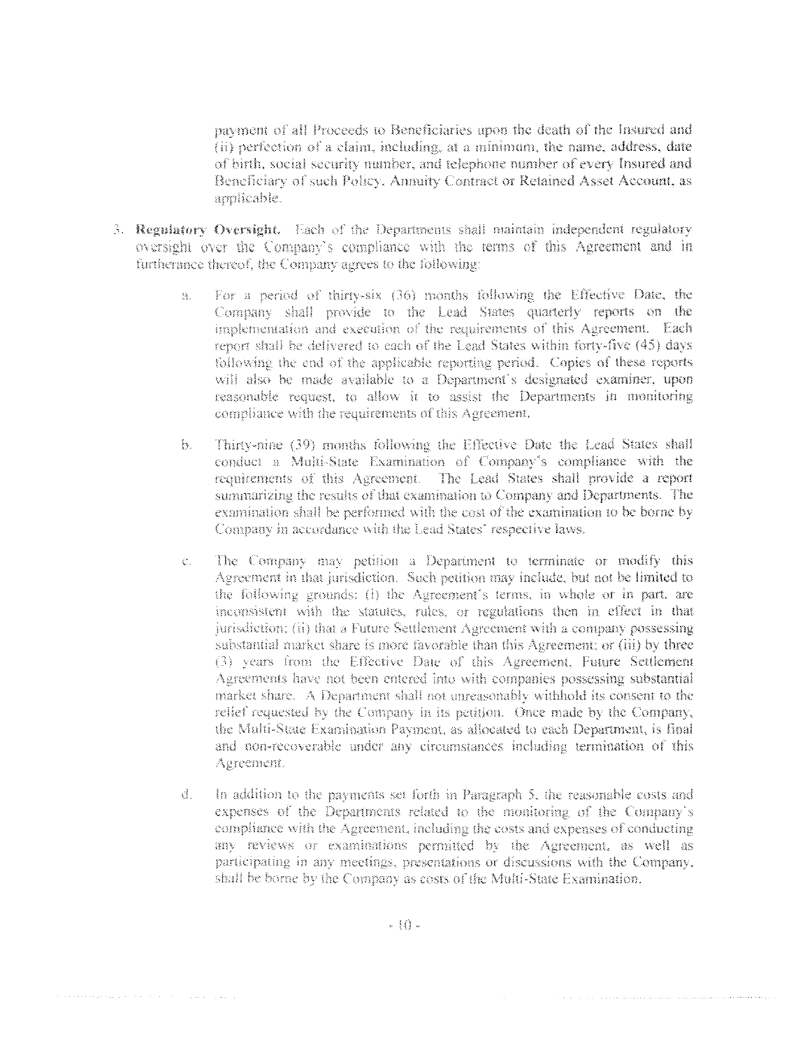payment of all Proceeds to Beneficiaries upon the death of the Insured and (ii) perfection of a claim, including, at a minimum, the name, address, date of birth, social security number, and telephone number of every Insured and Beneficiary of such Policy, Annuity Contract or Retained Asset Account, as applicable.

3. **Regulatory Oversight.** Each of the Departments shall maintain independent regulatory oversight over the Company's compliance with the terms of this Agreement and in furtherance thereof, the Company agrees to the following:

   a. For a period of thirty-six (36) months following the Effective Date, the Company shall provide to the Lead States quarterly reports on the implementation and execution of the requirements of this Agreement. Each report shall be delivered to each of the Lead States within forty-five (45) days following the end of the applicable reporting period. Copies of these reports will also be made available to a Department's designated examiner, upon reasonable request, to allow it to assist the Departments in monitoring compliance with the requirements of this Agreement.

   b. Thirty-nine (39) months following the Effective Date the Lead States shall conduct a Multi-State Examination of Company's compliance with the requirements of this Agreement. The Lead States shall provide a report summarizing the results of that examination to Company and Departments. The examination shall be performed with the cost of the examination to be borne by Company in accordance with the Lead States' respective laws.

   c. The Company may petition a Department to terminate or modify this Agreement in that jurisdiction. Such petition may include, but not be limited to the following grounds: (i) the Agreement's terms, in whole or in part, are inconsistent with the statutes, rules, or regulations then in effect in that jurisdiction; (ii) that a Future Settlement Agreement with a company possessing substantial market share is more favorable than this Agreement; or (iii) by three (3) years from the Effective Date of this Agreement, Future Settlement Agreements have not been entered into with companies possessing substantial market share. A Department shall not unreasonably withhold its consent to the relief requested by the Company in its petition. Once made by the Company, the Multi-State Examination Payment, as allocated to each Department, is final and non-recoverable under any circumstances including termination of this Agreement.

   d. In addition to the payments set forth in Paragraph 5, the reasonable costs and expenses of the Departments related to the monitoring of the Company's compliance with the Agreement, including the costs and expenses of conducting any reviews or examinations permitted by the Agreement, as well as participating in any meetings, presentations or discussions with the Company, shall be borne by the Company as costs of the Multi-State Examination.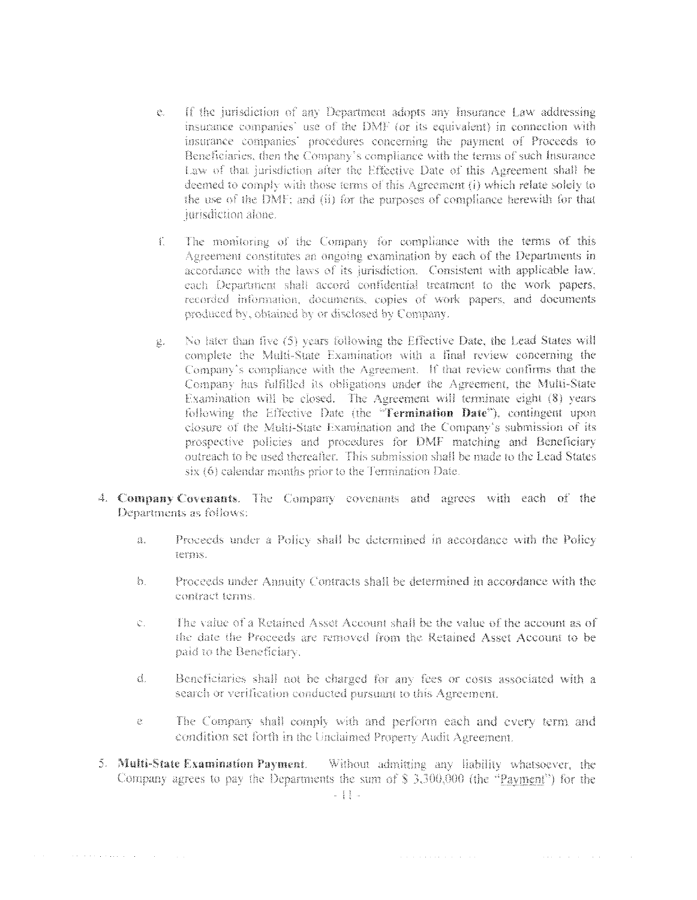e. If the jurisdiction of any Department adopts any Insurance Law addressing insurance companies' use of the DMF (or its equivalent) in connection with insurance companies' procedures concerning the payment of Proceeds to Beneficiaries, then the Company's compliance with the terms of such Insurance Law of that jurisdiction after the Effective Date of this Agreement shall be deemed to comply with those terms of this Agreement (i) which relate solely to the use of the DMF; and (ii) for the purposes of compliance herewith for that jurisdiction alone.

f. The monitoring of the Company for compliance with the terms of this Agreement constitutes an ongoing examination by each of the Departments in accordance with the laws of its jurisdiction. Consistent with applicable law, each Department shall accord confidential treatment to the work papers, recorded information, documents, copies of work papers, and documents produced by, obtained by or disclosed by Company.

g. No later than five (5) years following the Effective Date, the Lead States will complete the Multi-State Examination with a final review concerning the Company's compliance with the Agreement. If that review confirms that the Company has fulfilled its obligations under the Agreement, the Multi-State Examination will be closed. The Agreement will terminate eight (8) years following the Effective Date (the "**Termination Date**"), contingent upon closure of the Multi-State Examination and the Company's submission of its prospective policies and procedures for DMF matching and Beneficiary outreach to be used thereafter. This submission shall be made to the Lead States six (6) calendar months prior to the Termination Date.

4. **Company Covenants.** The Company covenants and agrees with each of the Departments as follows:

   a. Proceeds under a Policy shall be determined in accordance with the Policy terms.

   b. Proceeds under Annuity Contracts shall be determined in accordance with the contract terms.

   c. The value of a Retained Asset Account shall be the value of the account as of the date the Proceeds are removed from the Retained Asset Account to be paid to the Beneficiary.

   d. Beneficiaries shall not be charged for any fees or costs associated with a search or verification conducted pursuant to this Agreement.

   e. The Company shall comply with and perform each and every term and condition set forth in the Unclaimed Property Audit Agreement.

5. **Multi-State Examination Payment.** Without admitting any liability whatsoever, the Company agrees to pay the Departments the sum of $ 3,300,000 (the "Payment") for the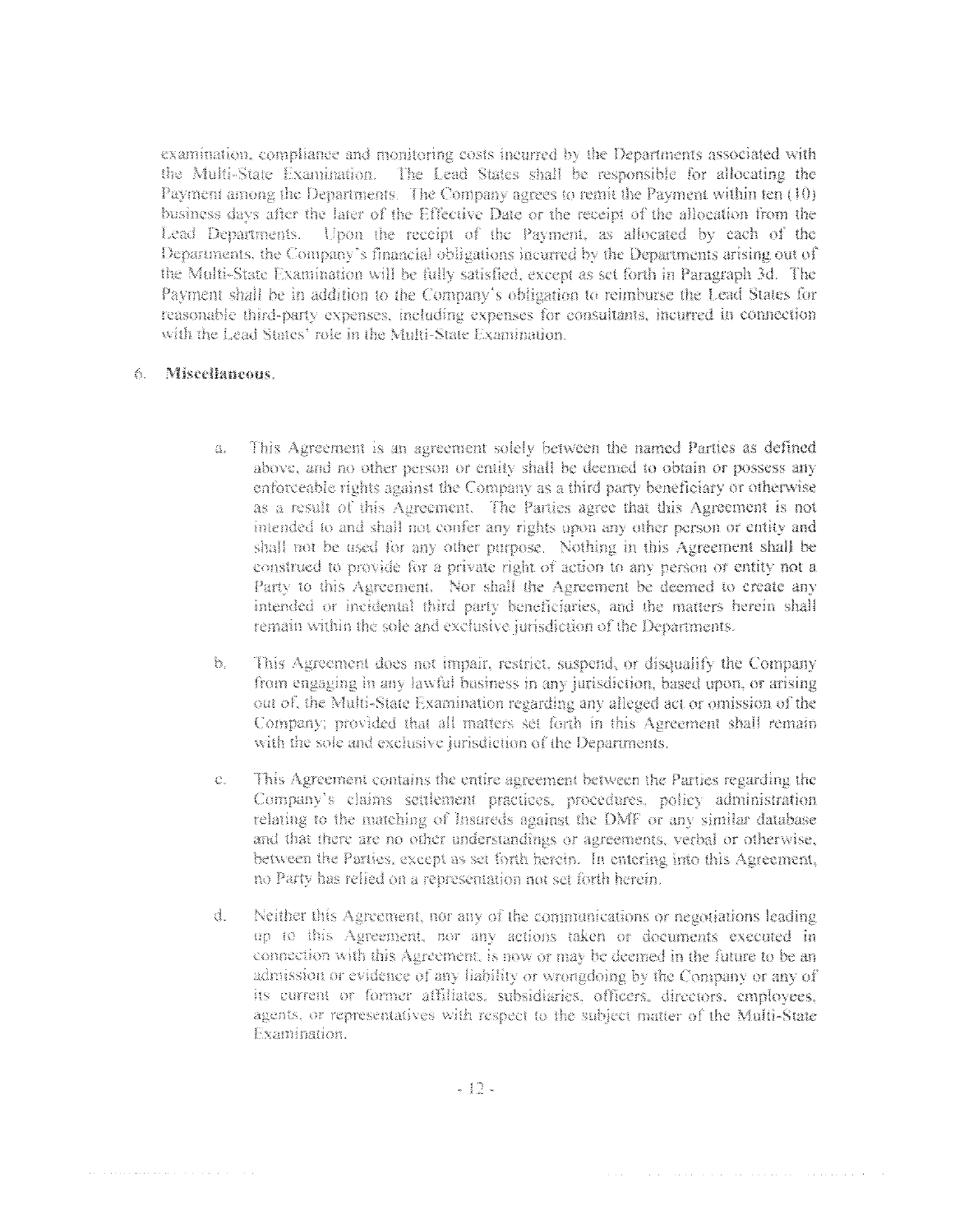examination, compliance and monitoring costs incurred by the Departments associated with the Multi-State Examination. The Lead States shall be responsible for allocating the Payment among the Departments. The Company agrees to remit the Payment within ten (10) business days after the later of the Effective Date or the receipt of the allocation from the Lead Departments. Upon the receipt of the Payment, as allocated by each of the Departments, the Company's financial obligations incurred by the Departments arising out of the Multi-State Examination will be fully satisfied, except as set forth in Paragraph 3d. The Payment shall be in addition to the Company's obligation to reimburse the Lead States for reasonable third-party expenses, including expenses for consultants, incurred in connection with the Lead States' role in the Multi-State Examination.

6. **Miscellaneous.**

   a. This Agreement is an agreement solely between the named Parties as defined above, and no other person or entity shall be deemed to obtain or possess any enforceable rights against the Company as a third party beneficiary or otherwise as a result of this Agreement. The Parties agree that this Agreement is not intended to and shall not confer any rights upon any other person or entity and shall not be used for any other purpose. Nothing in this Agreement shall be construed to provide for a private right of action to any person or entity not a Party to this Agreement. Nor shall the Agreement be deemed to create any intended or incidental third party beneficiaries, and the matters herein shall remain within the sole and exclusive jurisdiction of the Departments.

   b. This Agreement does not impair, restrict, suspend, or disqualify the Company from engaging in any lawful business in any jurisdiction, based upon, or arising out of, the Multi-State Examination regarding any alleged act or omission of the Company; provided that all matters set forth in this Agreement shall remain with the sole and exclusive jurisdiction of the Departments.

   c. This Agreement contains the entire agreement between the Parties regarding the Company's claims settlement practices, procedures, policy administration relating to the matching of Insureds against the DMF or any similar database and that there are no other understandings or agreements, verbal or otherwise, between the Parties, except as set forth herein. In entering into this Agreement, no Party has relied on a representation not set forth herein.

   d. Neither this Agreement, nor any of the communications or negotiations leading up to this Agreement, nor any actions taken or documents executed in connection with this Agreement, is now or may be deemed in the future to be an admission or evidence of any liability or wrongdoing by the Company or any of its current or former affiliates, subsidiaries, officers, directors, employees, agents, or representatives with respect to the subject matter of the Multi-State Examination.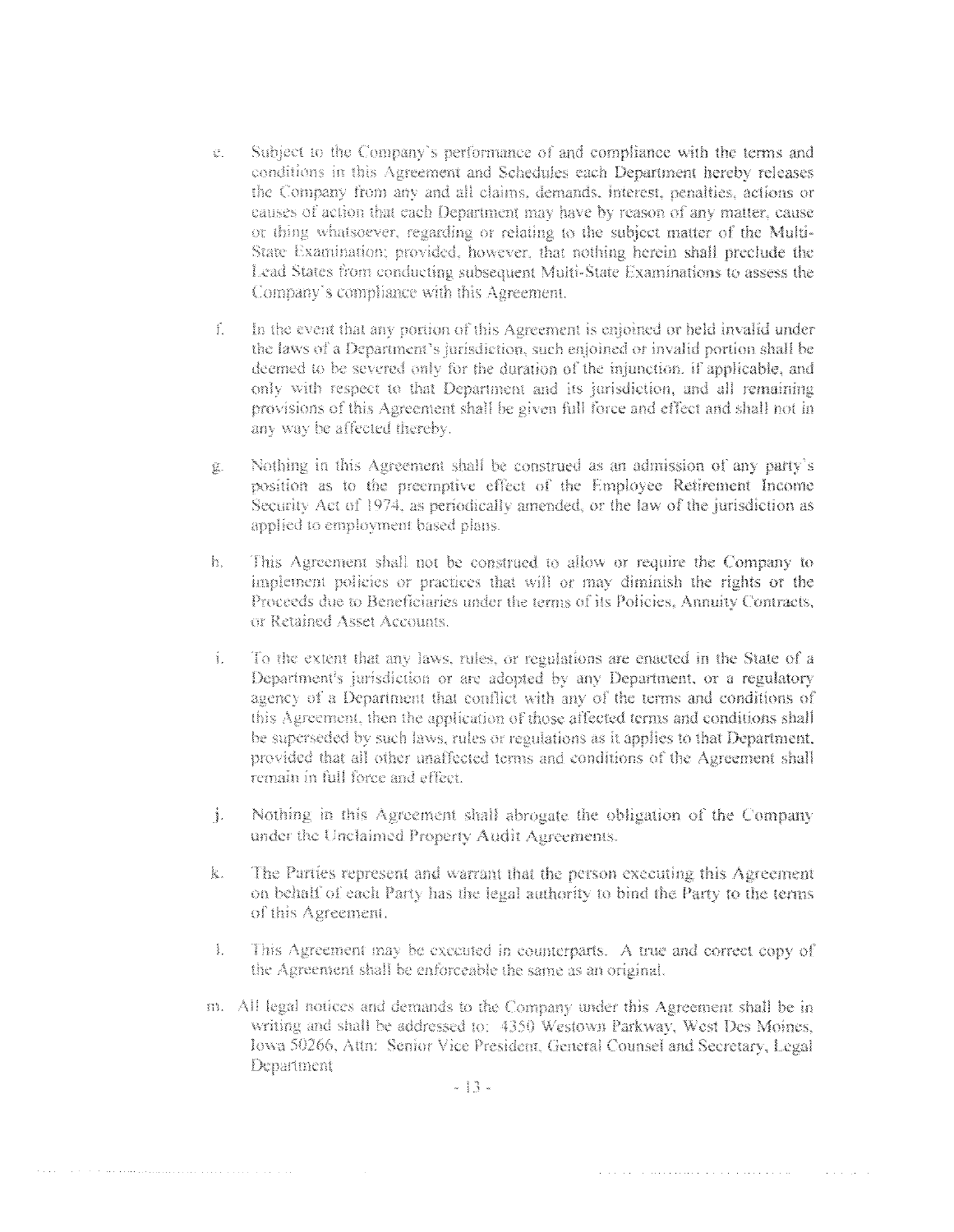e. Subject to the Company's performance of and compliance with the terms and conditions in this Agreement and Schedules each Department hereby releases the Company from any and all claims, demands, interest, penalties, actions or causes of action that each Department may have by reason of any matter, cause or thing whatsoever, regarding or relating to the subject matter of the Multi-State Examination; provided, however, that nothing herein shall preclude the Lead States from conducting subsequent Multi-State Examinations to assess the Company's compliance with this Agreement.

f. In the event that any portion of this Agreement is enjoined or held invalid under the laws of a Department's jurisdiction, such enjoined or invalid portion shall be deemed to be severed only for the duration of the injunction, if applicable, and only with respect to that Department and its jurisdiction, and all remaining provisions of this Agreement shall be given full force and effect and shall not in any way be affected thereby.

g. Nothing in this Agreement shall be construed as an admission of any party's position as to the preemptive effect of the Employee Retirement Income Security Act of 1974, as periodically amended, or the law of the jurisdiction as applied to employment based plans.

h. This Agreement shall not be construed to allow or require the Company to implement policies or practices that will or may diminish the rights or the Proceeds due to Beneficiaries under the terms of its Policies, Annuity Contracts, or Retained Asset Accounts.

i. To the extent that any laws, rules, or regulations are enacted in the State of a Department's jurisdiction or are adopted by any Department, or a regulatory agency of a Department that conflict with any of the terms and conditions of this Agreement, then the application of those affected terms and conditions shall be superseded by such laws, rules or regulations as it applies to that Department, provided that all other unaffected terms and conditions of the Agreement shall remain in full force and effect.

j. Nothing in this Agreement shall abrogate the obligation of the Company under the Unclaimed Property Audit Agreements.

k. The Parties represent and warrant that the person executing this Agreement on behalf of each Party has the legal authority to bind the Party to the terms of this Agreement.

l. This Agreement may be executed in counterparts. A true and correct copy of the Agreement shall be enforceable the same as an original.

m. All legal notices and demands to the Company under this Agreement shall be in writing and shall be addressed to: 4350 Westown Parkway, West Des Moines, Iowa 50266, Attn: Senior Vice President, General Counsel and Secretary, Legal Department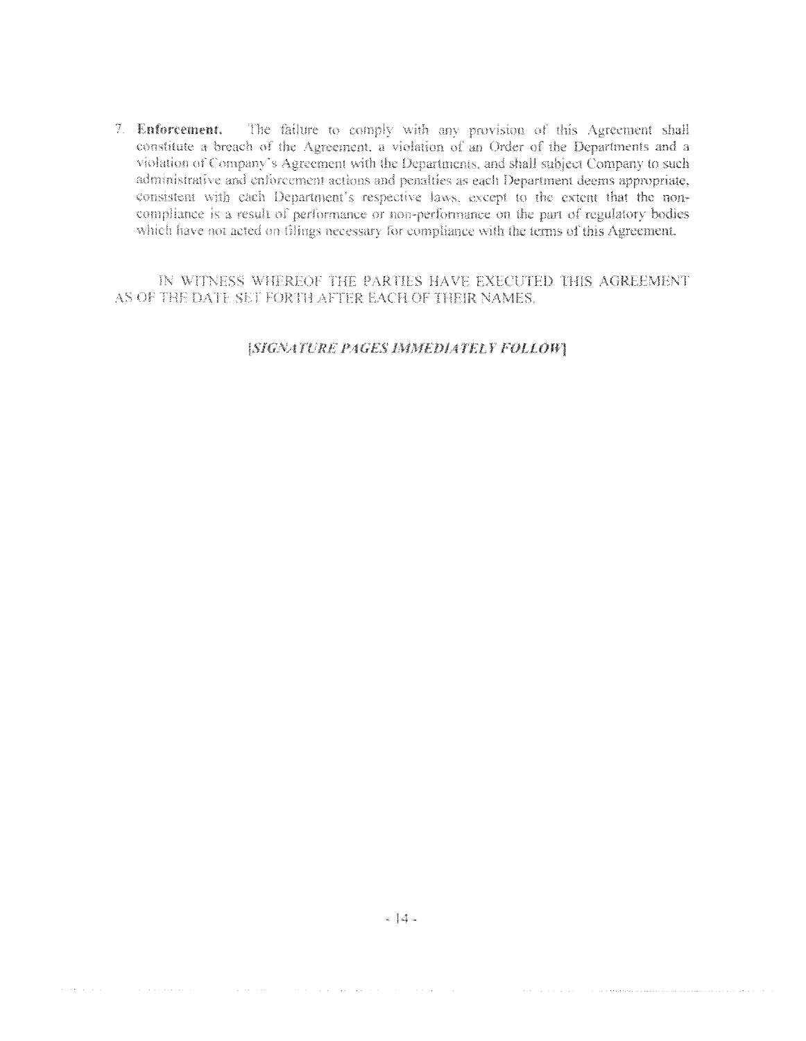7. **Enforcement.** The failure to comply with any provision of this Agreement shall constitute a breach of the Agreement, a violation of an Order of the Departments and a violation of Company's Agreement with the Departments, and shall subject Company to such administrative and enforcement actions and penalties as each Department deems appropriate, consistent with each Department's respective laws, except to the extent that the non-compliance is a result of performance or non-performance on the part of regulatory bodies which have not acted on filings necessary for compliance with the terms of this Agreement.

IN WITNESS WHEREOF THE PARTIES HAVE EXECUTED THIS AGREEMENT AS OF THE DATE SET FORTH AFTER EACH OF THEIR NAMES.

[*SIGNATURE PAGES IMMEDIATELY FOLLOW*]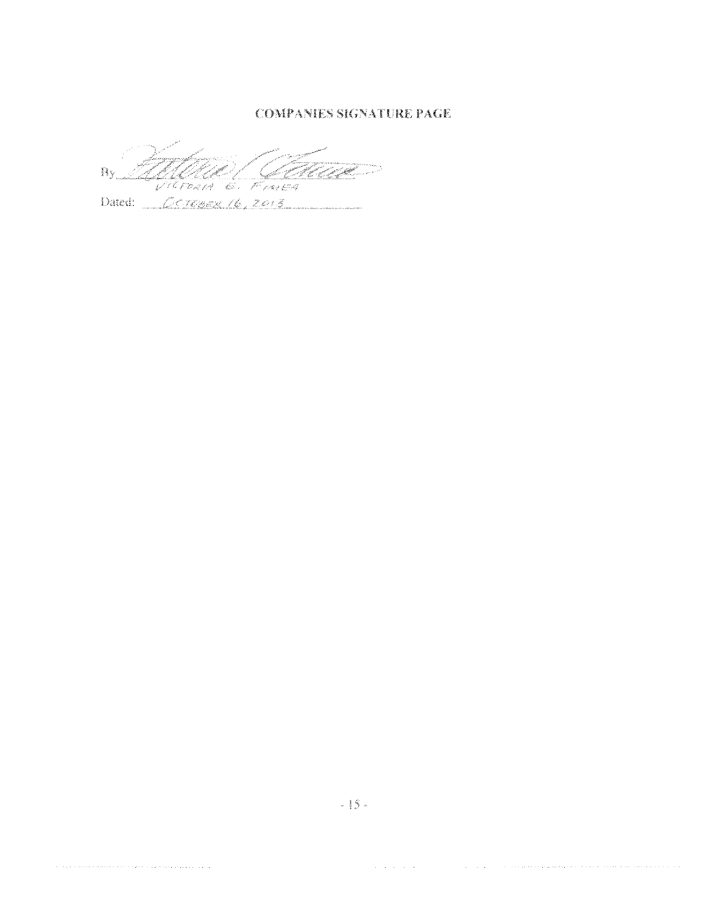## COMPANIES SIGNATURE PAGE

By \_\_\_\_\_\_\_\_\_\_\_\_\_\_\_\_\_\_\_\_\_\_\_\_\_\_\_\_\_\_\_\_\_\_\_\_

VICTORIA G. FAREA

Dated: OCTOBER 16, 2015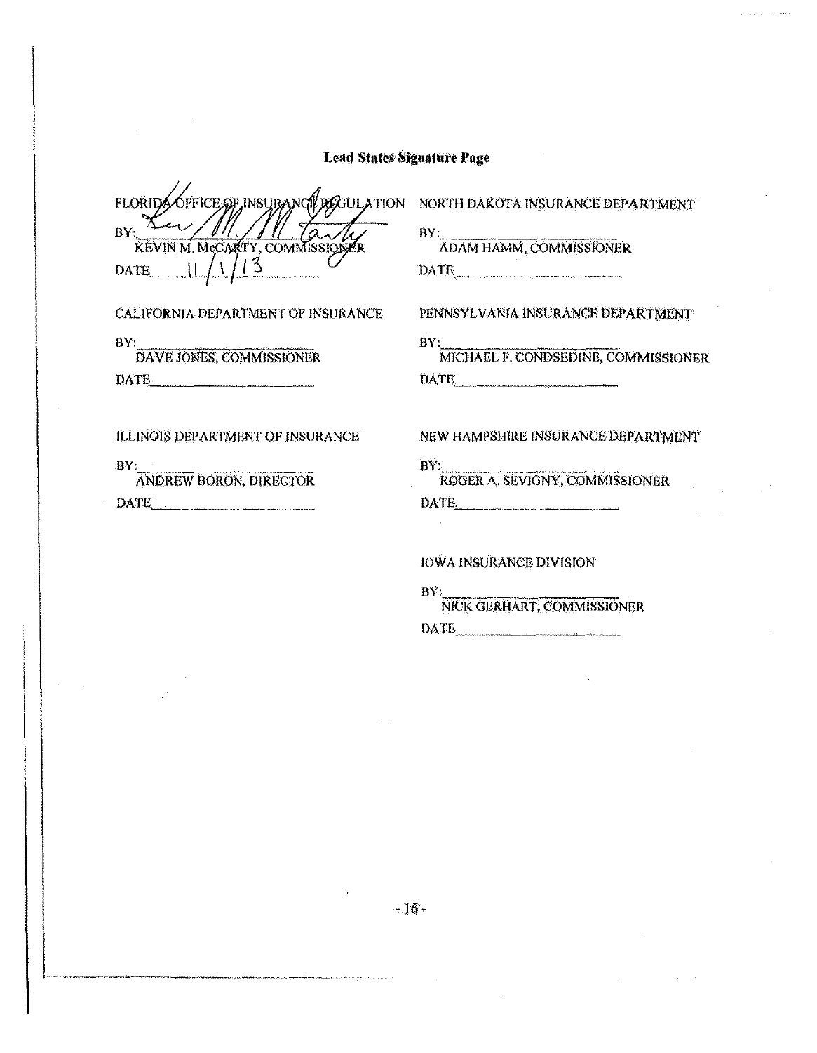**Lead States Signature Page**

FLORIDA OFFICE OF INSURANCE REGULATION

BY: ______________________
KEVIN M. McCARTY, COMMISSIONER

DATE 11/1/13

NORTH DAKOTA INSURANCE DEPARTMENT

BY: ______________________
ADAM HAMM, COMMISSIONER

DATE ______________________

CALIFORNIA DEPARTMENT OF INSURANCE

BY: ______________________
DAVE JONES, COMMISSIONER

DATE ______________________

PENNSYLVANIA INSURANCE DEPARTMENT

BY: ______________________
MICHAEL F. CONDSEDINE, COMMISSIONER

DATE ______________________

ILLINOIS DEPARTMENT OF INSURANCE

BY: ______________________
ANDREW BORON, DIRECTOR

DATE ______________________

NEW HAMPSHIRE INSURANCE DEPARTMENT

BY: ______________________
ROGER A. SEVIGNY, COMMISSIONER

DATE ______________________

IOWA INSURANCE DIVISION

BY: ______________________
NICK GERHART, COMMISSIONER

DATE ______________________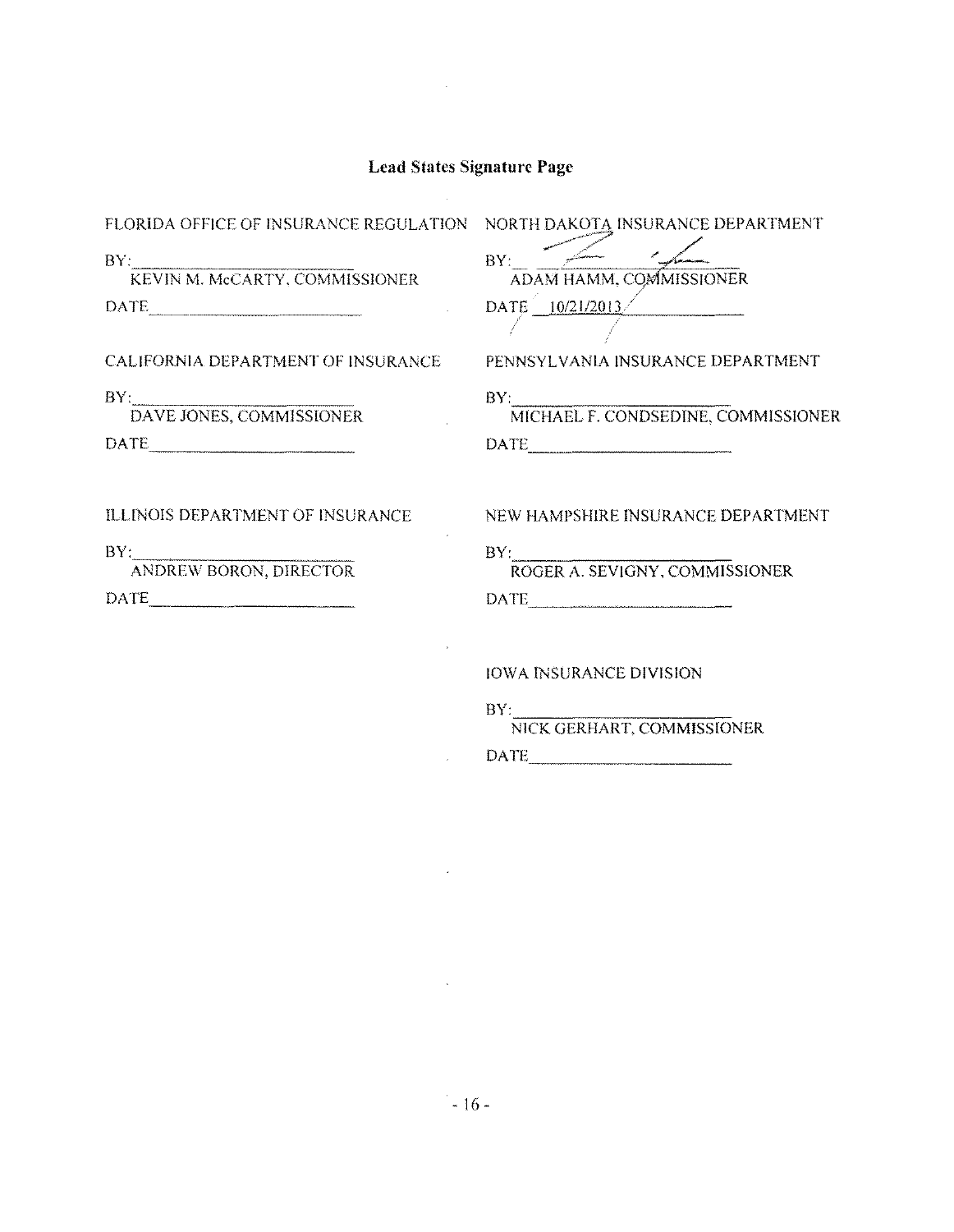## Lead States Signature Page

FLORIDA OFFICE OF INSURANCE REGULATION

BY:\_\_\_\_\_\_\_\_\_\_\_\_\_\_\_\_\_\_\_\_\_\_\_\_\_\_
KEVIN M. McCARTY, COMMISSIONER

DATE\_\_\_\_\_\_\_\_\_\_\_\_\_\_\_\_\_\_\_\_\_\_\_\_\_\_

NORTH DAKOTA INSURANCE DEPARTMENT

BY:\_\_\_\_\_\_\_\_\_\_\_\_\_\_\_\_\_\_\_\_\_\_\_\_\_\_
ADAM HAMM, COMMISSIONER

DATE 10/21/2013

CALIFORNIA DEPARTMENT OF INSURANCE

BY:\_\_\_\_\_\_\_\_\_\_\_\_\_\_\_\_\_\_\_\_\_\_\_\_\_\_
DAVE JONES, COMMISSIONER

DATE\_\_\_\_\_\_\_\_\_\_\_\_\_\_\_\_\_\_\_\_\_\_\_\_\_\_

PENNSYLVANIA INSURANCE DEPARTMENT

BY:\_\_\_\_\_\_\_\_\_\_\_\_\_\_\_\_\_\_\_\_\_\_\_\_\_\_
MICHAEL F. CONDSEDINE, COMMISSIONER

DATE\_\_\_\_\_\_\_\_\_\_\_\_\_\_\_\_\_\_\_\_\_\_\_\_\_\_

ILLINOIS DEPARTMENT OF INSURANCE

BY:\_\_\_\_\_\_\_\_\_\_\_\_\_\_\_\_\_\_\_\_\_\_\_\_\_\_
ANDREW BORON, DIRECTOR

DATE\_\_\_\_\_\_\_\_\_\_\_\_\_\_\_\_\_\_\_\_\_\_\_\_\_\_

NEW HAMPSHIRE INSURANCE DEPARTMENT

BY:\_\_\_\_\_\_\_\_\_\_\_\_\_\_\_\_\_\_\_\_\_\_\_\_\_\_
ROGER A. SEVIGNY, COMMISSIONER

DATE\_\_\_\_\_\_\_\_\_\_\_\_\_\_\_\_\_\_\_\_\_\_\_\_\_\_

IOWA INSURANCE DIVISION

BY:\_\_\_\_\_\_\_\_\_\_\_\_\_\_\_\_\_\_\_\_\_\_\_\_\_\_
NICK GERHART, COMMISSIONER

DATE\_\_\_\_\_\_\_\_\_\_\_\_\_\_\_\_\_\_\_\_\_\_\_\_\_\_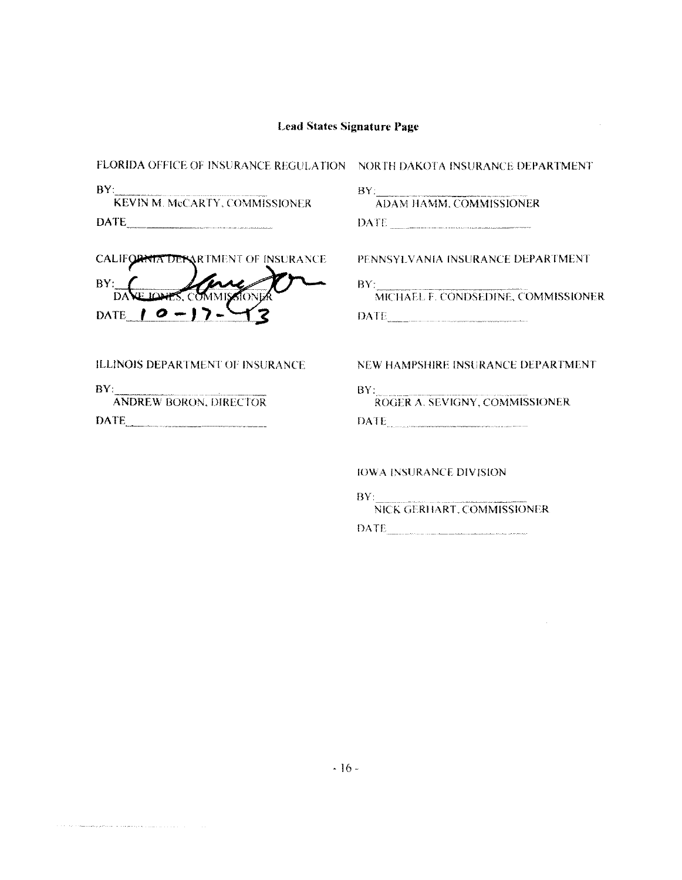## Lead States Signature Page

FLORIDA OFFICE OF INSURANCE REGULATION

BY: \_\_\_\_\_\_\_\_\_\_\_\_\_\_\_\_\_\_\_\_\_\_\_\_\_\_

KEVIN M. McCARTY, COMMISSIONER

DATE \_\_\_\_\_\_\_\_\_\_\_\_\_\_\_\_\_\_\_\_\_\_\_\_

CALIFORNIA DEPARTMENT OF INSURANCE

BY: \_\_\_\_\_\_\_\_\_\_\_\_\_\_\_\_\_\_\_\_\_\_\_\_\_\_

DAVE JONES, COMMISSIONER

DATE 10-17-13

ILLINOIS DEPARTMENT OF INSURANCE

BY: \_\_\_\_\_\_\_\_\_\_\_\_\_\_\_\_\_\_\_\_\_\_\_\_\_\_

ANDREW BORON, DIRECTOR

DATE \_\_\_\_\_\_\_\_\_\_\_\_\_\_\_\_\_\_\_\_\_\_\_\_

NORTH DAKOTA INSURANCE DEPARTMENT

BY: \_\_\_\_\_\_\_\_\_\_\_\_\_\_\_\_\_\_\_\_\_\_\_\_\_\_

ADAM HAMM, COMMISSIONER

DATE \_\_\_\_\_\_\_\_\_\_\_\_\_\_\_\_\_\_\_\_\_\_\_\_

PENNSYLVANIA INSURANCE DEPARTMENT

BY: \_\_\_\_\_\_\_\_\_\_\_\_\_\_\_\_\_\_\_\_\_\_\_\_\_\_

MICHAEL F. CONDSEDINE, COMMISSIONER

DATE \_\_\_\_\_\_\_\_\_\_\_\_\_\_\_\_\_\_\_\_\_\_\_\_

NEW HAMPSHIRE INSURANCE DEPARTMENT

BY: \_\_\_\_\_\_\_\_\_\_\_\_\_\_\_\_\_\_\_\_\_\_\_\_\_\_

ROGER A. SEVIGNY, COMMISSIONER

DATE \_\_\_\_\_\_\_\_\_\_\_\_\_\_\_\_\_\_\_\_\_\_\_\_

IOWA INSURANCE DIVISION

BY: \_\_\_\_\_\_\_\_\_\_\_\_\_\_\_\_\_\_\_\_\_\_\_\_\_\_

NICK GERHART, COMMISSIONER

DATE \_\_\_\_\_\_\_\_\_\_\_\_\_\_\_\_\_\_\_\_\_\_\_\_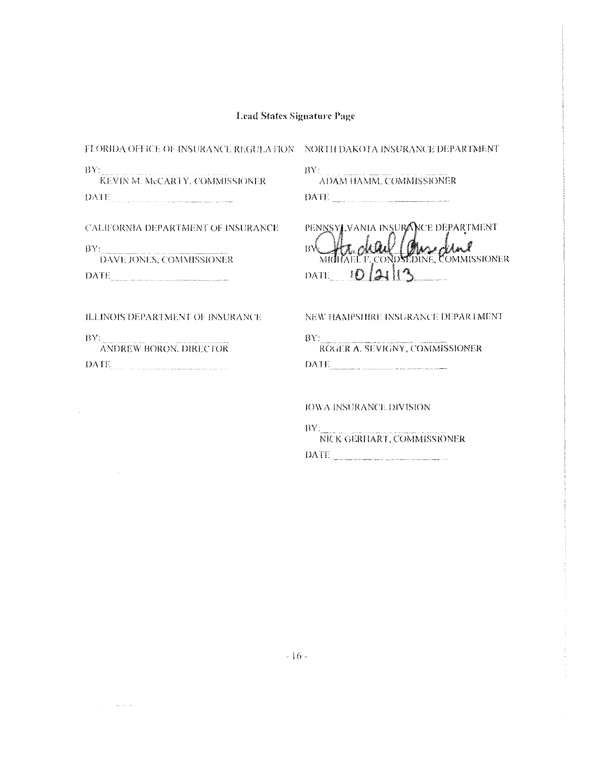## Lead States Signature Page

FLORIDA OFFICE OF INSURANCE REGULATION

BY: \_\_\_\_\_\_\_\_\_\_\_\_\_\_\_\_\_\_\_\_\_\_\_\_\_\_\_\_
KEVIN M. McCARTY, COMMISSIONER

DATE \_\_\_\_\_\_\_\_\_\_\_\_\_\_\_\_\_\_\_\_\_\_\_\_\_\_\_\_

NORTH DAKOTA INSURANCE DEPARTMENT

BY: \_\_\_\_\_\_\_\_\_\_\_\_\_\_\_\_\_\_\_\_\_\_\_\_\_\_\_\_
ADAM HAMM, COMMISSIONER

DATE \_\_\_\_\_\_\_\_\_\_\_\_\_\_\_\_\_\_\_\_\_\_\_\_\_\_\_\_

CALIFORNIA DEPARTMENT OF INSURANCE

BY: \_\_\_\_\_\_\_\_\_\_\_\_\_\_\_\_\_\_\_\_\_\_\_\_\_\_\_\_
DAVE JONES, COMMISSIONER

DATE \_\_\_\_\_\_\_\_\_\_\_\_\_\_\_\_\_\_\_\_\_\_\_\_\_\_\_\_

PENNSYLVANIA INSURANCE DEPARTMENT

BY: Michael Consedine
MICHAEL F. CONSEDINE, COMMISSIONER

DATE 10/21/13

ILLINOIS DEPARTMENT OF INSURANCE

BY: \_\_\_\_\_\_\_\_\_\_\_\_\_\_\_\_\_\_\_\_\_\_\_\_\_\_\_\_
ANDREW BORON, DIRECTOR

DATE \_\_\_\_\_\_\_\_\_\_\_\_\_\_\_\_\_\_\_\_\_\_\_\_\_\_\_\_

NEW HAMPSHIRE INSURANCE DEPARTMENT

BY: \_\_\_\_\_\_\_\_\_\_\_\_\_\_\_\_\_\_\_\_\_\_\_\_\_\_\_\_
ROGER A. SEVIGNY, COMMISSIONER

DATE \_\_\_\_\_\_\_\_\_\_\_\_\_\_\_\_\_\_\_\_\_\_\_\_\_\_\_\_

IOWA INSURANCE DIVISION

BY: \_\_\_\_\_\_\_\_\_\_\_\_\_\_\_\_\_\_\_\_\_\_\_\_\_\_\_\_
NICK GERHART, COMMISSIONER

DATE \_\_\_\_\_\_\_\_\_\_\_\_\_\_\_\_\_\_\_\_\_\_\_\_\_\_\_\_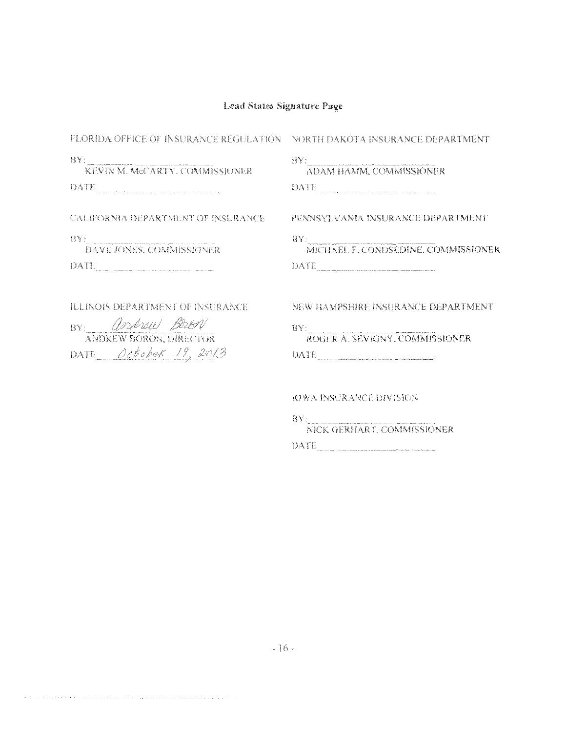## Lead States Signature Page

FLORIDA OFFICE OF INSURANCE REGULATION

BY: ______________________
KEVIN M. McCARTY, COMMISSIONER

DATE ______________________

NORTH DAKOTA INSURANCE DEPARTMENT

BY: ______________________
ADAM HAMM, COMMISSIONER

DATE ______________________

CALIFORNIA DEPARTMENT OF INSURANCE

BY: ______________________
DAVE JONES, COMMISSIONER

DATE ______________________

PENNSYLVANIA INSURANCE DEPARTMENT

BY: ______________________
MICHAEL F. CONDSEDINE, COMMISSIONER

DATE ______________________

ILLINOIS DEPARTMENT OF INSURANCE

BY: *Andrew Boron*
ANDREW BORON, DIRECTOR

DATE *October 19, 2013*

NEW HAMPSHIRE INSURANCE DEPARTMENT

BY: ______________________
ROGER A. SEVIGNY, COMMISSIONER

DATE ______________________

IOWA INSURANCE DIVISION

BY: ______________________
NICK GERHART, COMMISSIONER

DATE ______________________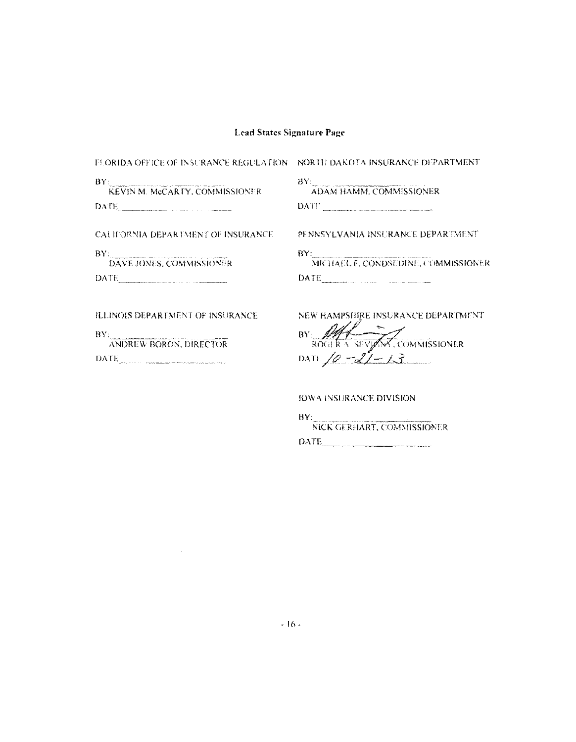# Lead States Signature Page

FLORIDA OFFICE OF INSURANCE REGULATION

BY: ______________________
KEVIN M. McCARTY, COMMISSIONER

DATE ______________________

NORTH DAKOTA INSURANCE DEPARTMENT

BY: ______________________
ADAM HAMM, COMMISSIONER

DATE ______________________

CALIFORNIA DEPARTMENT OF INSURANCE

BY: ______________________
DAVE JONES, COMMISSIONER

DATE ______________________

PENNSYLVANIA INSURANCE DEPARTMENT

BY: ______________________
MICHAEL F. CONSEDINE, COMMISSIONER

DATE ______________________

ILLINOIS DEPARTMENT OF INSURANCE

BY: ______________________
ANDREW BORON, DIRECTOR

DATE ______________________

NEW HAMPSHIRE INSURANCE DEPARTMENT

BY: [signature]
ROGER A. SEVIGNY, COMMISSIONER

DATE 10-21-13

IOWA INSURANCE DIVISION

BY: ______________________
NICK GERHART, COMMISSIONER

DATE ______________________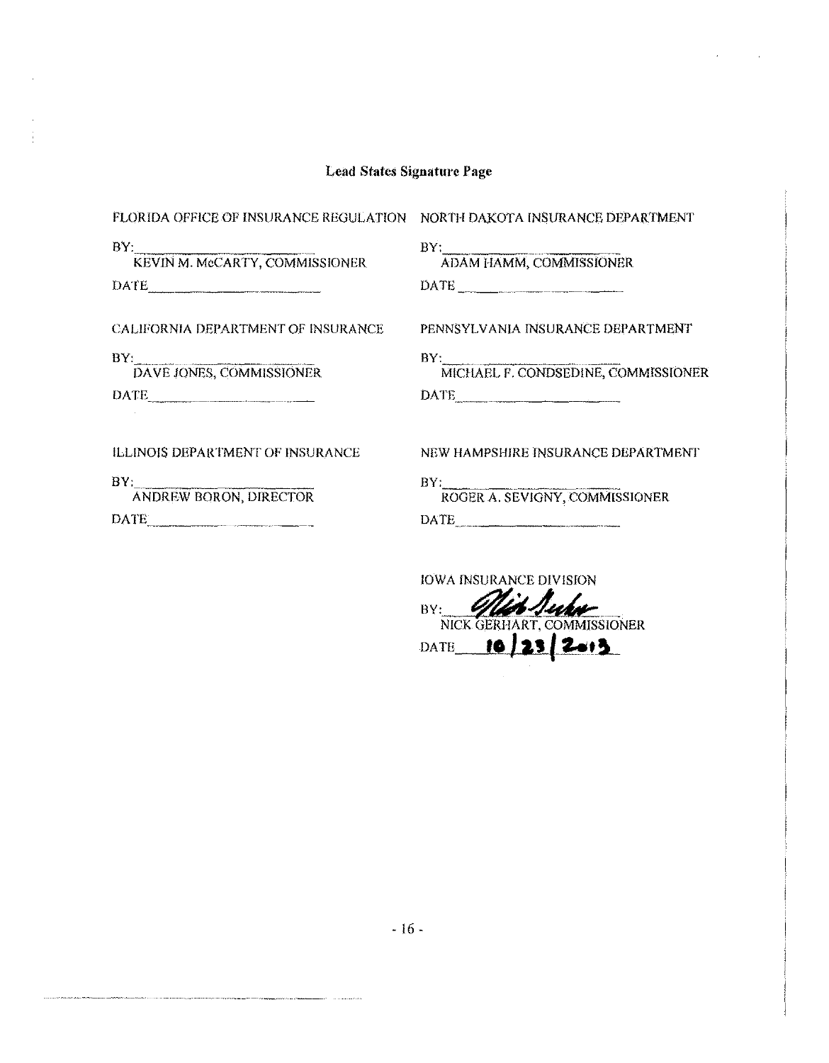## Lead States Signature Page

FLORIDA OFFICE OF INSURANCE REGULATION

BY:\_\_\_\_\_\_\_\_\_\_\_\_\_\_\_\_\_\_\_\_\_\_\_\_
KEVIN M. McCARTY, COMMISSIONER

DATE\_\_\_\_\_\_\_\_\_\_\_\_\_\_\_\_\_\_\_\_\_\_\_\_

NORTH DAKOTA INSURANCE DEPARTMENT

BY:\_\_\_\_\_\_\_\_\_\_\_\_\_\_\_\_\_\_\_\_\_\_\_\_
ADAM HAMM, COMMISSIONER

DATE\_\_\_\_\_\_\_\_\_\_\_\_\_\_\_\_\_\_\_\_\_\_\_\_

CALIFORNIA DEPARTMENT OF INSURANCE

BY:\_\_\_\_\_\_\_\_\_\_\_\_\_\_\_\_\_\_\_\_\_\_\_\_
DAVE JONES, COMMISSIONER

DATE\_\_\_\_\_\_\_\_\_\_\_\_\_\_\_\_\_\_\_\_\_\_\_\_

PENNSYLVANIA INSURANCE DEPARTMENT

BY:\_\_\_\_\_\_\_\_\_\_\_\_\_\_\_\_\_\_\_\_\_\_\_\_
MICHAEL F. CONDSEDINE, COMMISSIONER

DATE\_\_\_\_\_\_\_\_\_\_\_\_\_\_\_\_\_\_\_\_\_\_\_\_

ILLINOIS DEPARTMENT OF INSURANCE

BY:\_\_\_\_\_\_\_\_\_\_\_\_\_\_\_\_\_\_\_\_\_\_\_\_
ANDREW BORON, DIRECTOR

DATE\_\_\_\_\_\_\_\_\_\_\_\_\_\_\_\_\_\_\_\_\_\_\_\_

NEW HAMPSHIRE INSURANCE DEPARTMENT

BY:\_\_\_\_\_\_\_\_\_\_\_\_\_\_\_\_\_\_\_\_\_\_\_\_
ROGER A. SEVIGNY, COMMISSIONER

DATE\_\_\_\_\_\_\_\_\_\_\_\_\_\_\_\_\_\_\_\_\_\_\_\_

IOWA INSURANCE DIVISION

BY: *[signature]*
NICK GERHART, COMMISSIONER

DATE 10/23/2013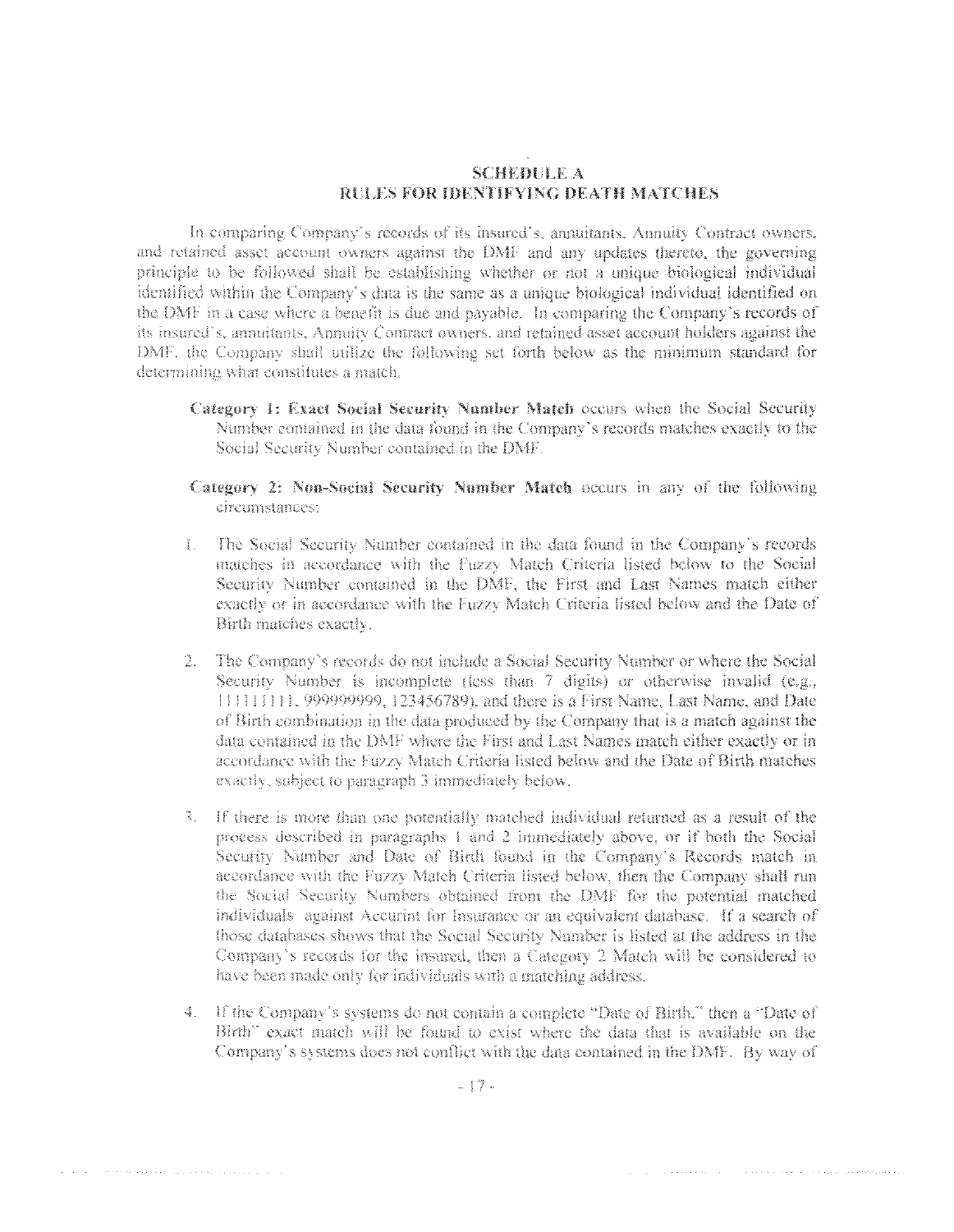## SCHEDULE A
## RULES FOR IDENTIFYING DEATH MATCHES

In comparing Company's records of its insured's, annuitants, Annuity Contract owners, and retained asset account owners against the DMF and any updates thereto, the governing principle to be followed shall be establishing whether or not a unique biological individual identified within the Company's data is the same as a unique biological individual identified on the DMF in a case where a benefit is due and payable. In comparing the Company's records of its insured's, annuitants, Annuity Contract owners, and retained asset account holders against the DMF, the Company shall utilize the following set forth below as the minimum standard for determining what constitutes a match.

**Category 1: Exact Social Security Number Match** occurs when the Social Security Number contained in the data found in the Company's records matches exactly to the Social Security Number contained in the DMF.

**Category 2: Non-Social Security Number Match** occurs in any of the following circumstances:

1. The Social Security Number contained in the data found in the Company's records matches in accordance with the Fuzzy Match Criteria listed below to the Social Security Number contained in the DMF, the First and Last Names match either exactly or in accordance with the Fuzzy Match Criteria listed below and the Date of Birth matches exactly.

2. The Company's records do not include a Social Security Number or where the Social Security Number is incomplete (less than 7 digits) or otherwise invalid (e.g., 111111111, 999999999, 123456789), and there is a First Name, Last Name, and Date of Birth combination in the data produced by the Company that is a match against the data contained in the DMF where the First and Last Names match either exactly or in accordance with the Fuzzy Match Criteria listed below and the Date of Birth matches exactly, subject to paragraph 3 immediately below.

3. If there is more than one potentially matched individual returned as a result of the process described in paragraphs 1 and 2 immediately above, or if both the Social Security Number and Date of Birth found in the Company's Records match in accordance with the Fuzzy Match Criteria listed below, then the Company shall run the Social Security Numbers obtained from the DMF for the potential matched individuals against Accurint for Insurance or an equivalent database. If a search of those databases shows that the Social Security Number is listed at the address in the Company's records for the insured, then a Category 2 Match will be considered to have been made only for individuals with a matching address.

4. If the Company's systems do not contain a complete "Date of Birth," then a "Date of Birth" exact match will be found to exist where the data that is available on the Company's systems does not conflict with the data contained in the DMF. By way of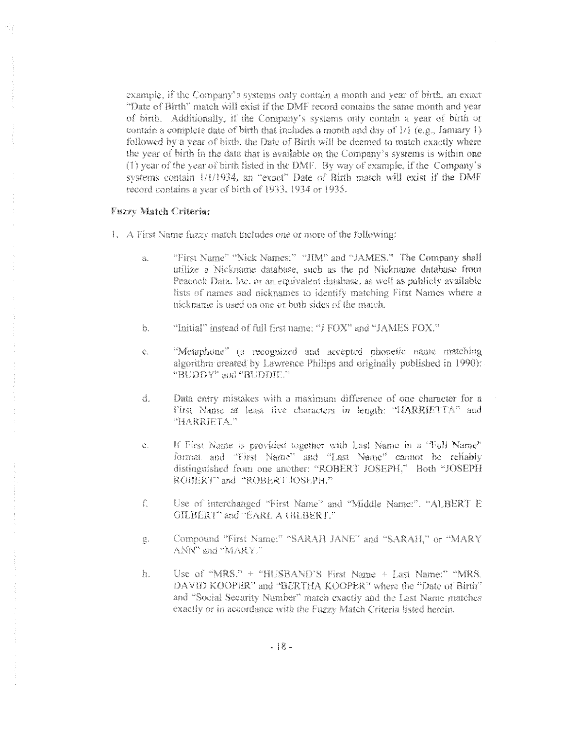example, if the Company's systems only contain a month and year of birth, an exact "Date of Birth" match will exist if the DMF record contains the same month and year of birth. Additionally, if the Company's systems only contain a year of birth or contain a complete date of birth that includes a month and day of 1/1 (e.g., January 1) followed by a year of birth, the Date of Birth will be deemed to match exactly where the year of birth in the data that is available on the Company's systems is within one (1) year of the year of birth listed in the DMF. By way of example, if the Company's systems contain 1/1/1934, an "exact" Date of Birth match will exist if the DMF record contains a year of birth of 1933, 1934 or 1935.

**Fuzzy Match Criteria:**

1. A First Name fuzzy match includes one or more of the following:

    a. "First Name" "Nick Names:" "JIM" and "JAMES." The Company shall utilize a Nickname database, such as the pd Nickname database from Peacock Data, Inc. or an equivalent database, as well as publicly available lists of names and nicknames to identify matching First Names where a nickname is used on one or both sides of the match.

    b. "Initial" instead of full first name: "J FOX" and "JAMES FOX."

    c. "Metaphone" (a recognized and accepted phonetic name matching algorithm created by Lawrence Philips and originally published in 1990): "BUDDY" and "BUDDIE."

    d. Data entry mistakes with a maximum difference of one character for a First Name at least five characters in length: "HARRIETTA" and "HARRIETA."

    e. If First Name is provided together with Last Name in a "Full Name" format and "First Name" and "Last Name" cannot be reliably distinguished from one another: "ROBERT JOSEPH," Both "JOSEPH ROBERT" and "ROBERT JOSEPH."

    f. Use of interchanged "First Name" and "Middle Name:". "ALBERT E GILBERT" and "EARL A GILBERT."

    g. Compound "First Name:" "SARAH JANE" and "SARAH," or "MARY ANN" and "MARY."

    h. Use of "MRS." + "HUSBAND'S First Name + Last Name:" "MRS. DAVID KOOPER" and "BERTHA KOOPER" where the "Date of Birth" and "Social Security Number" match exactly and the Last Name matches exactly or in accordance with the Fuzzy Match Criteria listed herein.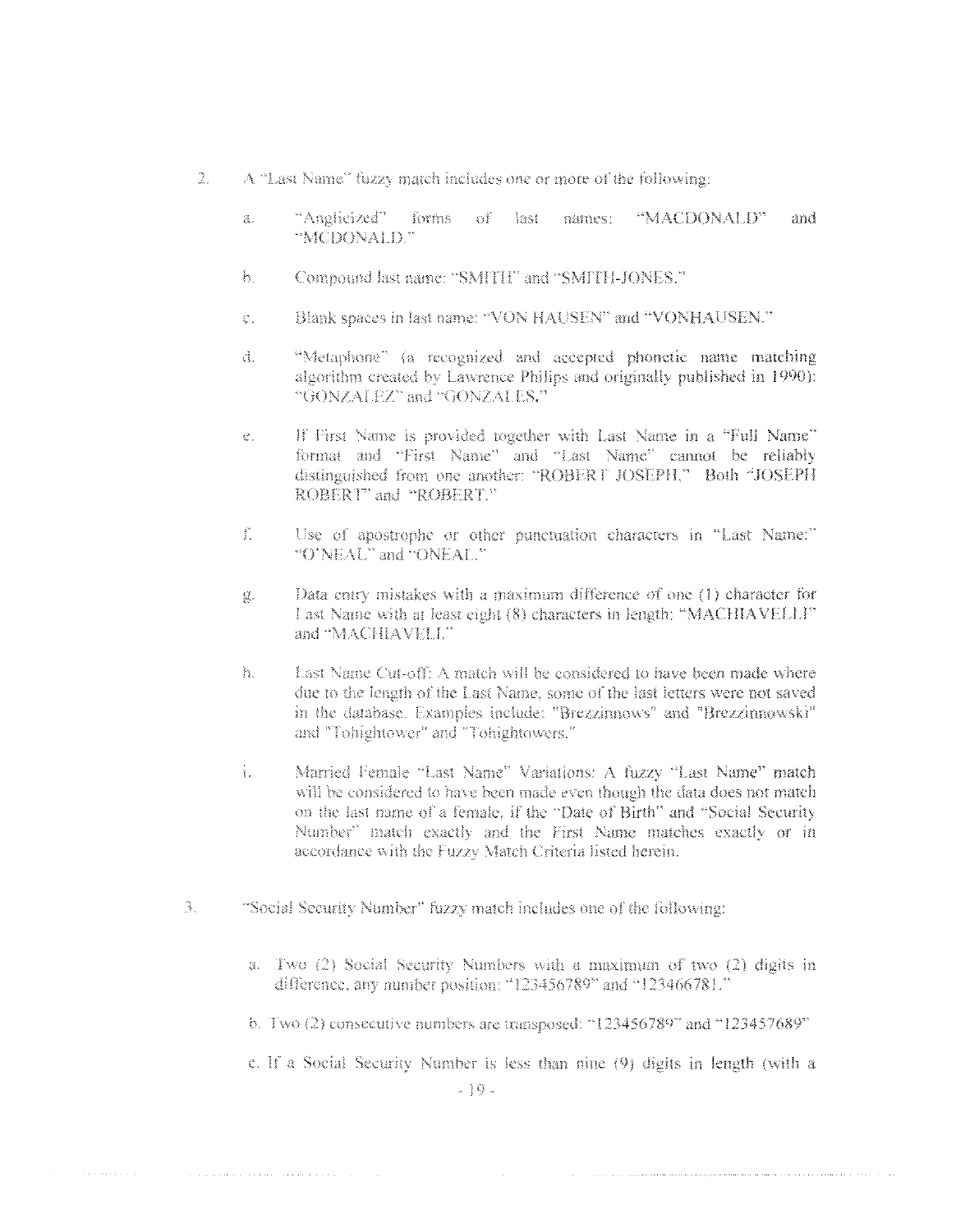2. A "Last Name" fuzzy match includes one or more of the following:

   a. "Anglicized" forms of last names: "MACDONALD" and "MCDONALD."

   b. Compound last name: "SMITH" and "SMITH-JONES."

   c. Blank spaces in last name: "VON HAUSEN" and "VONHAUSEN."

   d. "Metaphone" (a recognized and accepted phonetic name matching algorithm created by Lawrence Philips and originally published in 1990): "GONZALEZ" and "GONZALES."

   e. If First Name is provided together with Last Name in a "Full Name" format and "First Name" and "Last Name" cannot be reliably distinguished from one another: "ROBERT JOSEPH." Both "JOSEPH ROBERT" and "ROBERT."

   f. Use of apostrophe or other punctuation characters in "Last Name:" "O'NEAL" and "ONEAL."

   g. Data entry mistakes with a maximum difference of one (1) character for Last Name with at least eight (8) characters in length: "MACHIAVELLI" and "MACHIAVELI."

   h. Last Name Cut-off: A match will be considered to have been made where due to the length of the Last Name, some of the last letters were not saved in the database. Examples include: "Brezzinnows" and "Brezzinnowski" and "Tohightower" and "Tohightowers."

   i. Married Female "Last Name" Variations: A fuzzy "Last Name" match will be considered to have been made even though the data does not match on the last name of a female, if the "Date of Birth" and "Social Security Number" match exactly and the First Name matches exactly or in accordance with the Fuzzy Match Criteria listed herein.

3. "Social Security Number" fuzzy match includes one of the following:

   a. Two (2) Social Security Numbers with a maximum of two (2) digits in difference, any number position: "123456789" and "123466781."

   b. Two (2) consecutive numbers are transposed: "123456789" and "123457689"

   c. If a Social Security Number is less than nine (9) digits in length (with a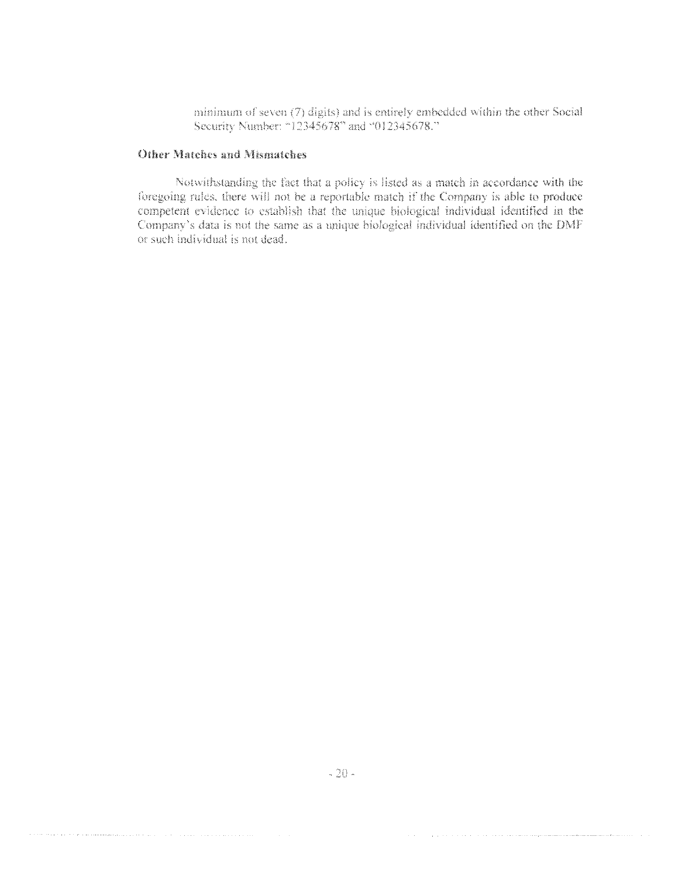minimum of seven (7) digits) and is entirely embedded within the other Social Security Number: "12345678" and "012345678."

**Other Matches and Mismatches**

Notwithstanding the fact that a policy is listed as a match in accordance with the foregoing rules, there will not be a reportable match if the Company is able to produce competent evidence to establish that the unique biological individual identified in the Company's data is not the same as a unique biological individual identified on the DMF or such individual is not dead.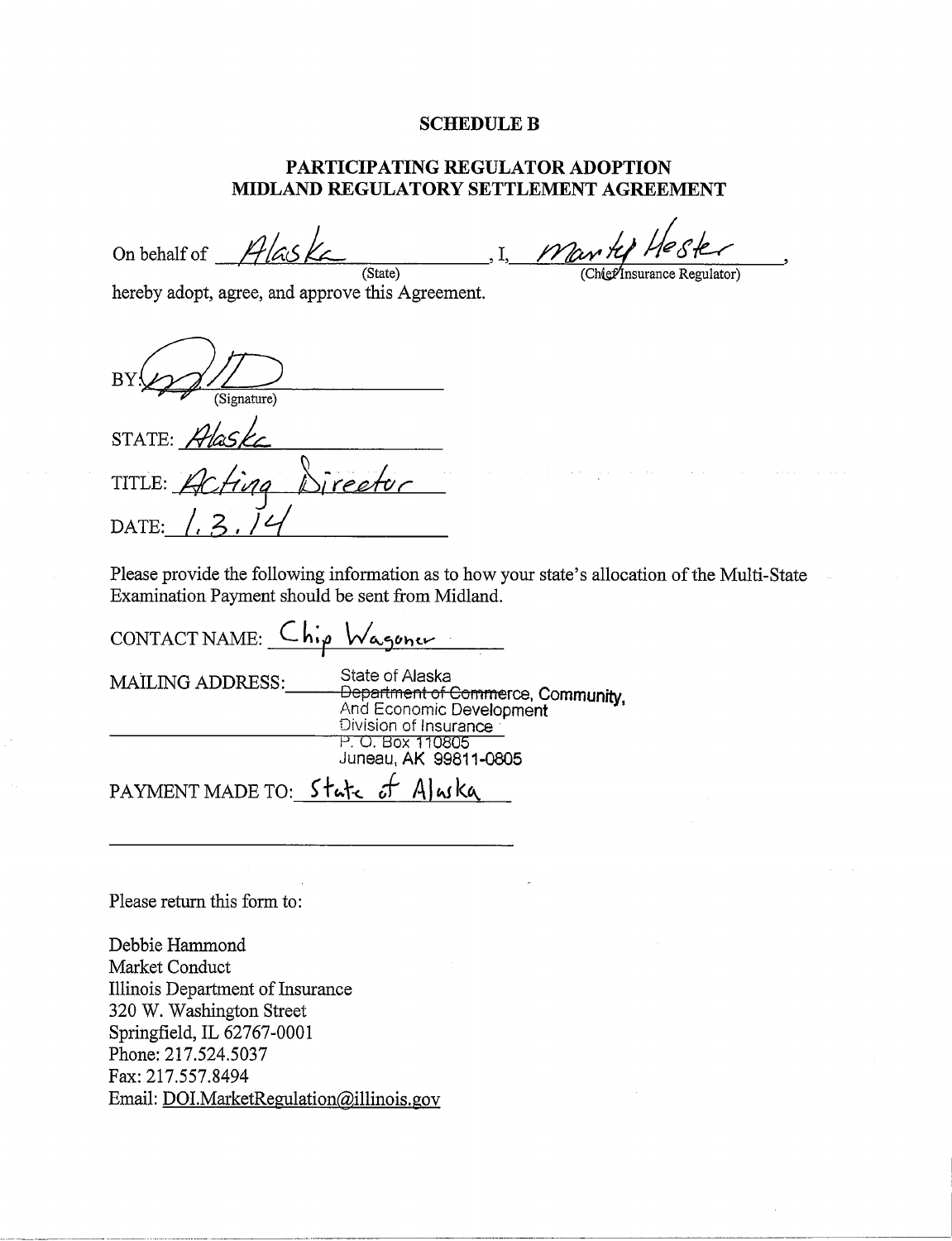## SCHEDULE B

## PARTICIPATING REGULATOR ADOPTION MIDLAND REGULATORY SETTLEMENT AGREEMENT

On behalf of Alaska (State), I, Marty Hester (Chief Insurance Regulator), hereby adopt, agree, and approve this Agreement.

BY: ________________ (Signature)

STATE: Alaska

TITLE: Acting Director

DATE: 1.3.14

Please provide the following information as to how your state's allocation of the Multi-State Examination Payment should be sent from Midland.

CONTACT NAME: Chip Wagoner

MAILING ADDRESS: State of Alaska
~~Department of Commerce~~, Community, And Economic Development
Division of Insurance
P. O. Box 110805
Juneau, AK 99811-0805

PAYMENT MADE TO: State of Alaska

Please return this form to:

Debbie Hammond
Market Conduct
Illinois Department of Insurance
320 W. Washington Street
Springfield, IL 62767-0001
Phone: 217.524.5037
Fax: 217.557.8494
Email: DOI.MarketRegulation@illinois.gov